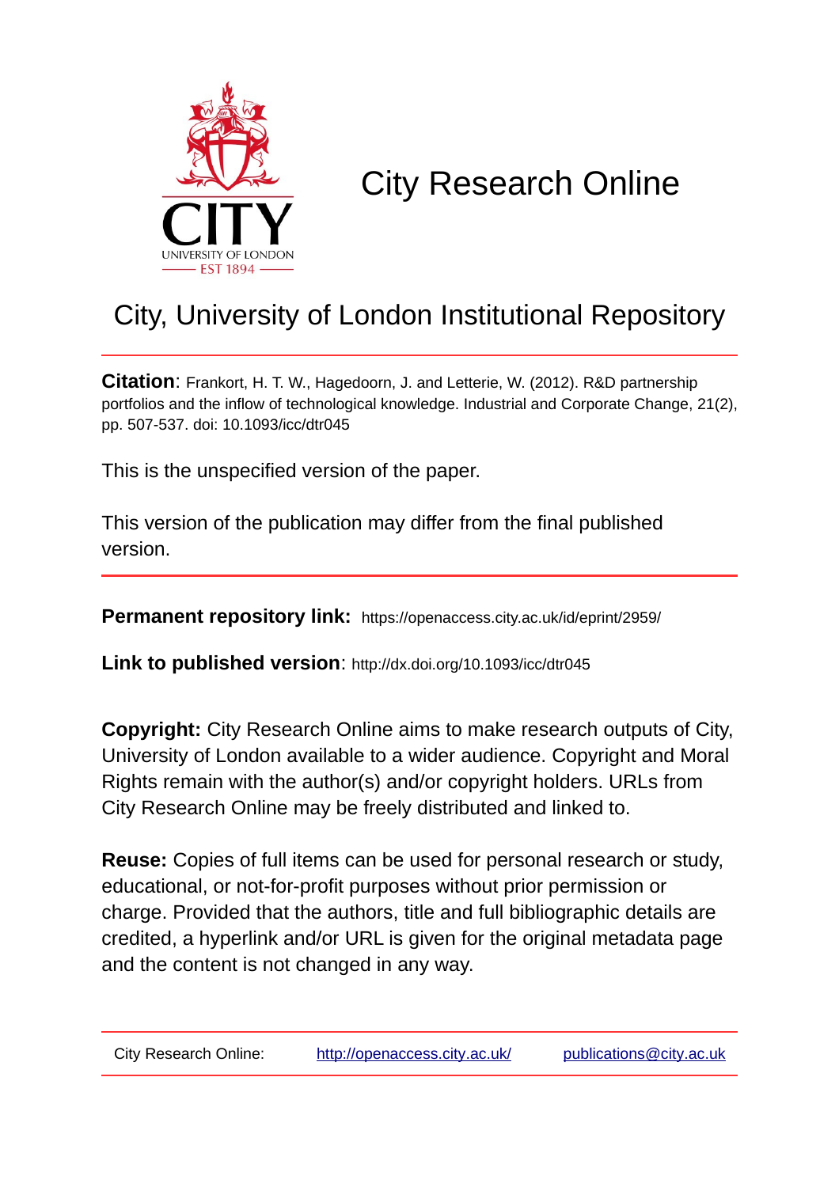# City Research Online

## City, University of London Institutional Repository

**Citation**: Frankort, H. T. W., Hagedoorn, J. and Letterie, W. (2012). R&D partnership portfolios and the inflow of technological knowledge. Industrial and Corporate Change, 21(2), pp. 507-537. doi: 10.1093/icc/dtr045

This is the unspecified version of the paper.

This version of the publication may differ from the final published version.

**Permanent repository link:** https://openaccess.city.ac.uk/id/eprint/2959/

**Link to published version**: http://dx.doi.org/10.1093/icc/dtr045

**Copyright:** City Research Online aims to make research outputs of City, University of London available to a wider audience. Copyright and Moral Rights remain with the author(s) and/or copyright holders. URLs from City Research Online may be freely distributed and linked to.

**Reuse:** Copies of full items can be used for personal research or study, educational, or not-for-profit purposes without prior permission or charge. Provided that the authors, title and full bibliographic details are credited, a hyperlink and/or URL is given for the original metadata page and the content is not changed in any way.

City Research Online: http://openaccess.city.ac.uk/ publications@city.ac.uk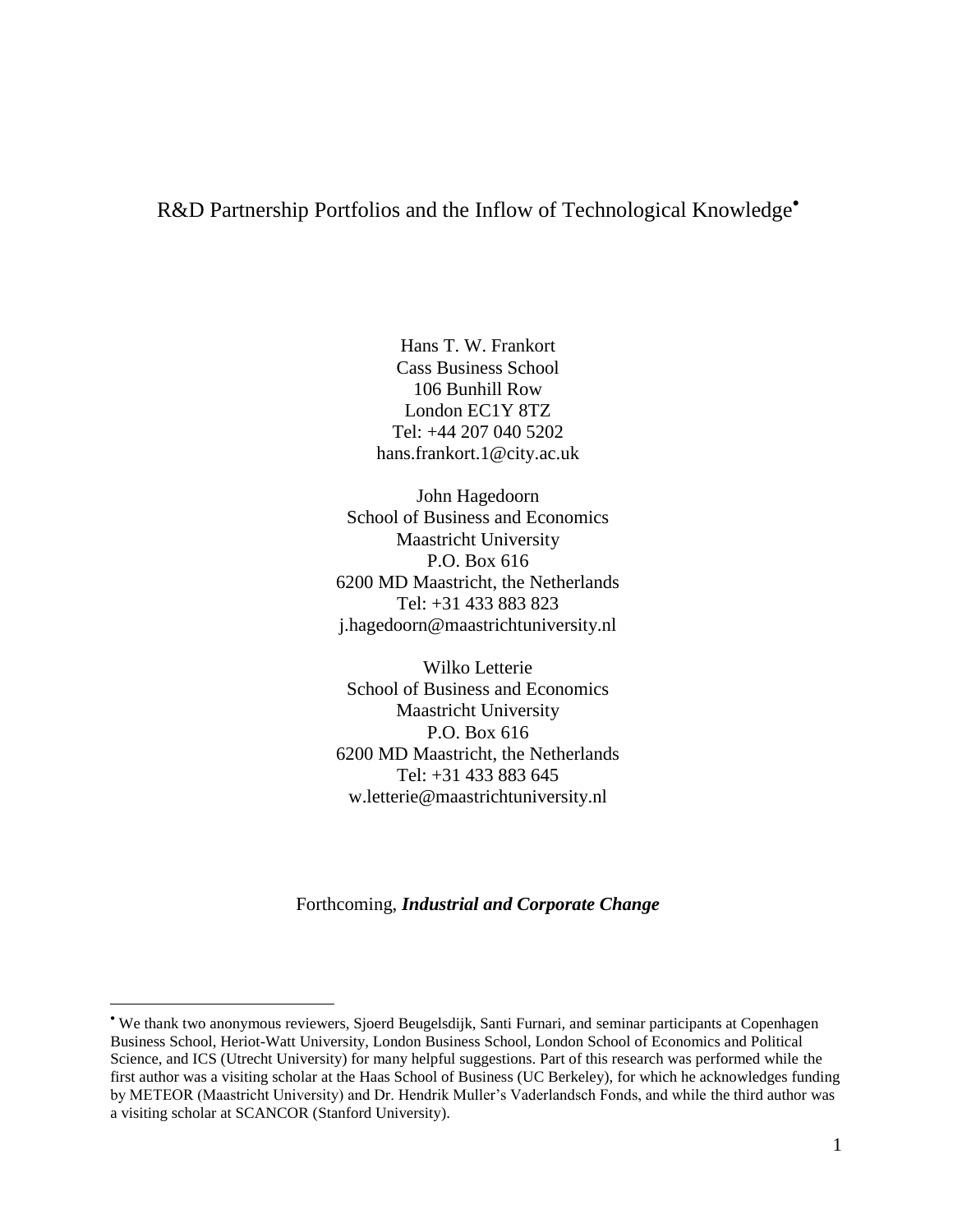# R&D Partnership Portfolios and the Inflow of Technological Knowledge[•]

Hans T. W. Frankort
Cass Business School
106 Bunhill Row
London EC1Y 8TZ
Tel: +44 207 040 5202
hans.frankort.1@city.ac.uk

John Hagedoorn
School of Business and Economics
Maastricht University
P.O. Box 616
6200 MD Maastricht, the Netherlands
Tel: +31 433 883 823
j.hagedoorn@maastrichtuniversity.nl

Wilko Letterie
School of Business and Economics
Maastricht University
P.O. Box 616
6200 MD Maastricht, the Netherlands
Tel: +31 433 883 645
w.letterie@maastrichtuniversity.nl

Forthcoming, ***Industrial and Corporate Change***

---

[•] We thank two anonymous reviewers, Sjoerd Beugelsdijk, Santi Furnari, and seminar participants at Copenhagen Business School, Heriot-Watt University, London Business School, London School of Economics and Political Science, and ICS (Utrecht University) for many helpful suggestions. Part of this research was performed while the first author was a visiting scholar at the Haas School of Business (UC Berkeley), for which he acknowledges funding by METEOR (Maastricht University) and Dr. Hendrik Muller's Vaderlandsch Fonds, and while the third author was a visiting scholar at SCANCOR (Stanford University).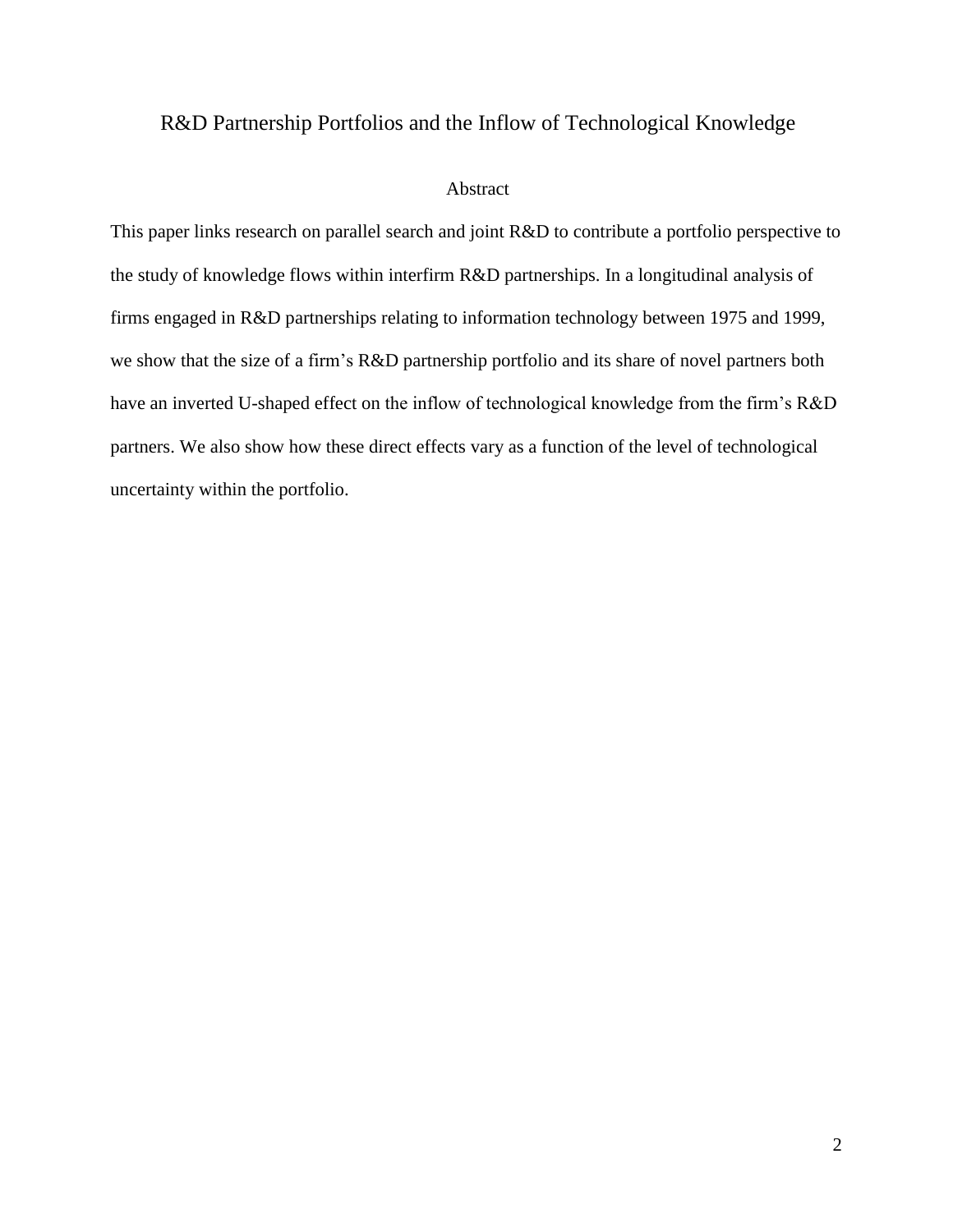# R&D Partnership Portfolios and the Inflow of Technological Knowledge

## Abstract

This paper links research on parallel search and joint R&D to contribute a portfolio perspective to the study of knowledge flows within interfirm R&D partnerships. In a longitudinal analysis of firms engaged in R&D partnerships relating to information technology between 1975 and 1999, we show that the size of a firm's R&D partnership portfolio and its share of novel partners both have an inverted U-shaped effect on the inflow of technological knowledge from the firm's R&D partners. We also show how these direct effects vary as a function of the level of technological uncertainty within the portfolio.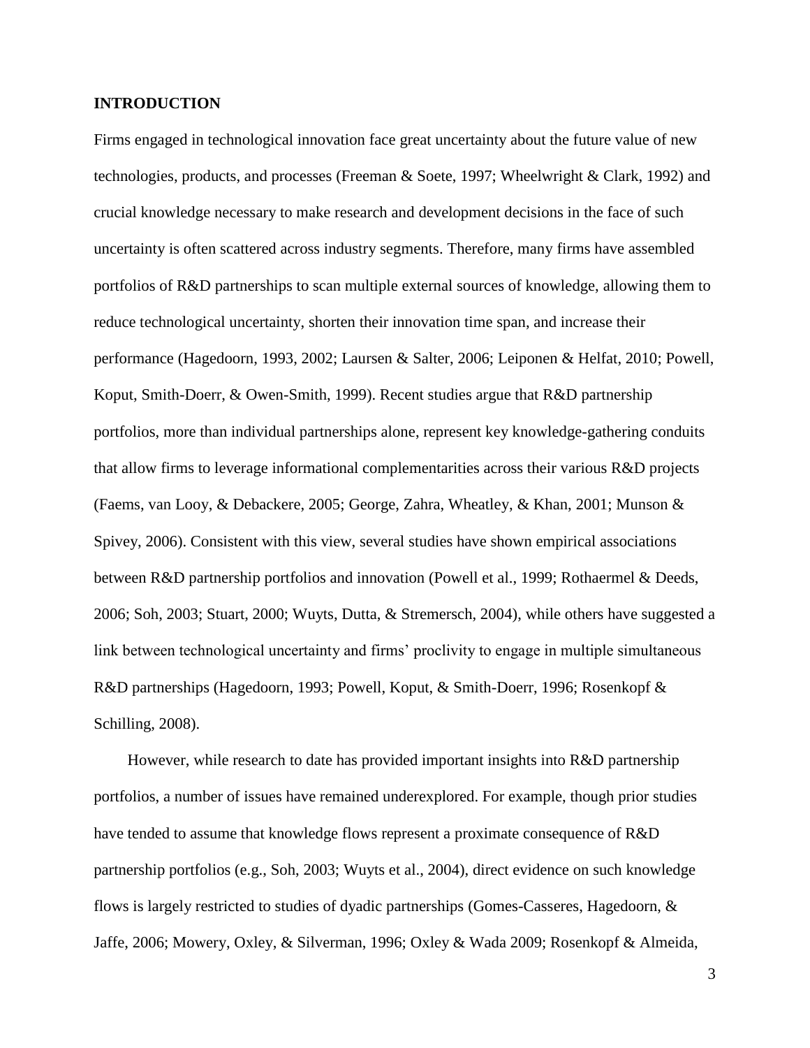## INTRODUCTION

Firms engaged in technological innovation face great uncertainty about the future value of new technologies, products, and processes (Freeman & Soete, 1997; Wheelwright & Clark, 1992) and crucial knowledge necessary to make research and development decisions in the face of such uncertainty is often scattered across industry segments. Therefore, many firms have assembled portfolios of R&D partnerships to scan multiple external sources of knowledge, allowing them to reduce technological uncertainty, shorten their innovation time span, and increase their performance (Hagedoorn, 1993, 2002; Laursen & Salter, 2006; Leiponen & Helfat, 2010; Powell, Koput, Smith-Doerr, & Owen-Smith, 1999). Recent studies argue that R&D partnership portfolios, more than individual partnerships alone, represent key knowledge-gathering conduits that allow firms to leverage informational complementarities across their various R&D projects (Faems, van Looy, & Debackere, 2005; George, Zahra, Wheatley, & Khan, 2001; Munson & Spivey, 2006). Consistent with this view, several studies have shown empirical associations between R&D partnership portfolios and innovation (Powell et al., 1999; Rothaermel & Deeds, 2006; Soh, 2003; Stuart, 2000; Wuyts, Dutta, & Stremersch, 2004), while others have suggested a link between technological uncertainty and firms' proclivity to engage in multiple simultaneous R&D partnerships (Hagedoorn, 1993; Powell, Koput, & Smith-Doerr, 1996; Rosenkopf & Schilling, 2008).

However, while research to date has provided important insights into R&D partnership portfolios, a number of issues have remained underexplored. For example, though prior studies have tended to assume that knowledge flows represent a proximate consequence of R&D partnership portfolios (e.g., Soh, 2003; Wuyts et al., 2004), direct evidence on such knowledge flows is largely restricted to studies of dyadic partnerships (Gomes-Casseres, Hagedoorn, & Jaffe, 2006; Mowery, Oxley, & Silverman, 1996; Oxley & Wada 2009; Rosenkopf & Almeida,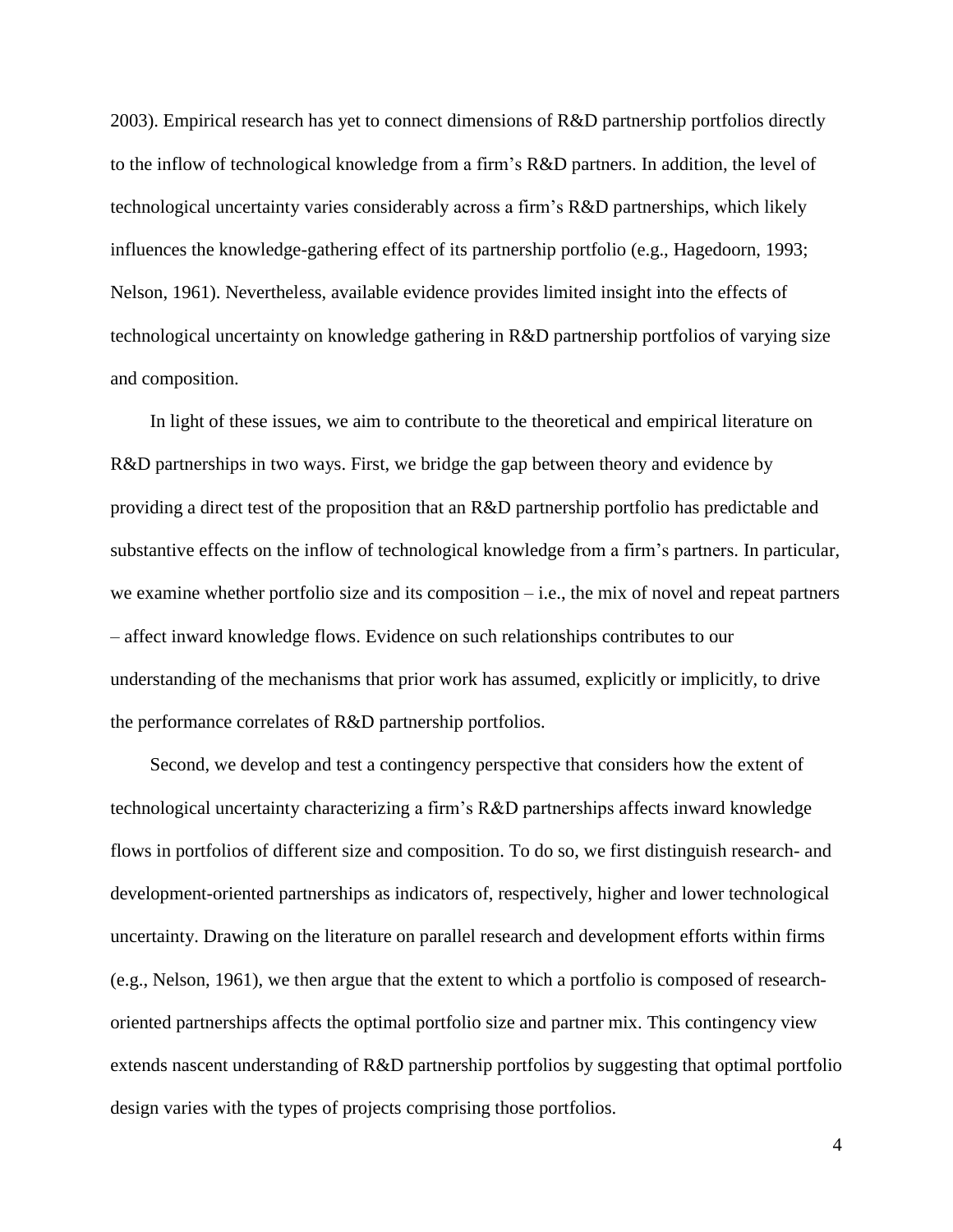2003). Empirical research has yet to connect dimensions of R&D partnership portfolios directly to the inflow of technological knowledge from a firm's R&D partners. In addition, the level of technological uncertainty varies considerably across a firm's R&D partnerships, which likely influences the knowledge-gathering effect of its partnership portfolio (e.g., Hagedoorn, 1993; Nelson, 1961). Nevertheless, available evidence provides limited insight into the effects of technological uncertainty on knowledge gathering in R&D partnership portfolios of varying size and composition.

In light of these issues, we aim to contribute to the theoretical and empirical literature on R&D partnerships in two ways. First, we bridge the gap between theory and evidence by providing a direct test of the proposition that an R&D partnership portfolio has predictable and substantive effects on the inflow of technological knowledge from a firm's partners. In particular, we examine whether portfolio size and its composition – i.e., the mix of novel and repeat partners – affect inward knowledge flows. Evidence on such relationships contributes to our understanding of the mechanisms that prior work has assumed, explicitly or implicitly, to drive the performance correlates of R&D partnership portfolios.

Second, we develop and test a contingency perspective that considers how the extent of technological uncertainty characterizing a firm's R&D partnerships affects inward knowledge flows in portfolios of different size and composition. To do so, we first distinguish research- and development-oriented partnerships as indicators of, respectively, higher and lower technological uncertainty. Drawing on the literature on parallel research and development efforts within firms (e.g., Nelson, 1961), we then argue that the extent to which a portfolio is composed of research-oriented partnerships affects the optimal portfolio size and partner mix. This contingency view extends nascent understanding of R&D partnership portfolios by suggesting that optimal portfolio design varies with the types of projects comprising those portfolios.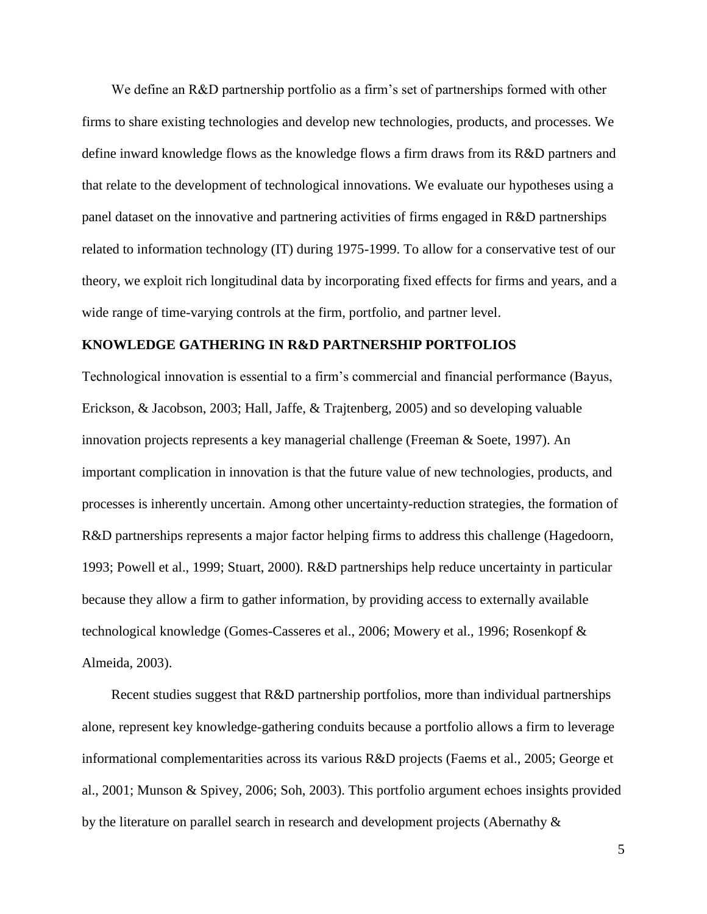We define an R&D partnership portfolio as a firm's set of partnerships formed with other firms to share existing technologies and develop new technologies, products, and processes. We define inward knowledge flows as the knowledge flows a firm draws from its R&D partners and that relate to the development of technological innovations. We evaluate our hypotheses using a panel dataset on the innovative and partnering activities of firms engaged in R&D partnerships related to information technology (IT) during 1975-1999. To allow for a conservative test of our theory, we exploit rich longitudinal data by incorporating fixed effects for firms and years, and a wide range of time-varying controls at the firm, portfolio, and partner level.

## KNOWLEDGE GATHERING IN R&D PARTNERSHIP PORTFOLIOS

Technological innovation is essential to a firm's commercial and financial performance (Bayus, Erickson, & Jacobson, 2003; Hall, Jaffe, & Trajtenberg, 2005) and so developing valuable innovation projects represents a key managerial challenge (Freeman & Soete, 1997). An important complication in innovation is that the future value of new technologies, products, and processes is inherently uncertain. Among other uncertainty-reduction strategies, the formation of R&D partnerships represents a major factor helping firms to address this challenge (Hagedoorn, 1993; Powell et al., 1999; Stuart, 2000). R&D partnerships help reduce uncertainty in particular because they allow a firm to gather information, by providing access to externally available technological knowledge (Gomes-Casseres et al., 2006; Mowery et al., 1996; Rosenkopf & Almeida, 2003).

Recent studies suggest that R&D partnership portfolios, more than individual partnerships alone, represent key knowledge-gathering conduits because a portfolio allows a firm to leverage informational complementarities across its various R&D projects (Faems et al., 2005; George et al., 2001; Munson & Spivey, 2006; Soh, 2003). This portfolio argument echoes insights provided by the literature on parallel search in research and development projects (Abernathy &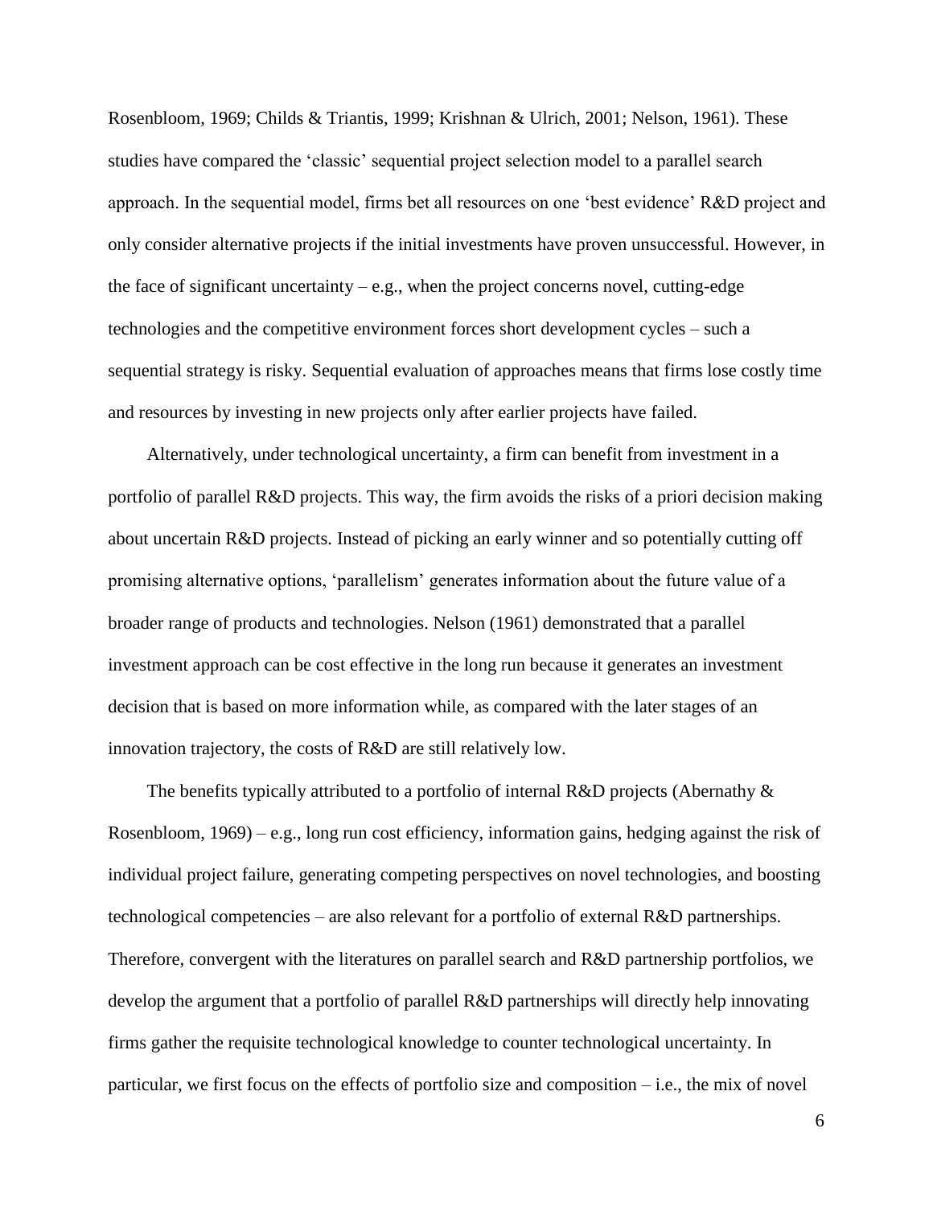Rosenbloom, 1969; Childs & Triantis, 1999; Krishnan & Ulrich, 2001; Nelson, 1961). These studies have compared the 'classic' sequential project selection model to a parallel search approach. In the sequential model, firms bet all resources on one 'best evidence' R&D project and only consider alternative projects if the initial investments have proven unsuccessful. However, in the face of significant uncertainty – e.g., when the project concerns novel, cutting-edge technologies and the competitive environment forces short development cycles – such a sequential strategy is risky. Sequential evaluation of approaches means that firms lose costly time and resources by investing in new projects only after earlier projects have failed.

Alternatively, under technological uncertainty, a firm can benefit from investment in a portfolio of parallel R&D projects. This way, the firm avoids the risks of a priori decision making about uncertain R&D projects. Instead of picking an early winner and so potentially cutting off promising alternative options, 'parallelism' generates information about the future value of a broader range of products and technologies. Nelson (1961) demonstrated that a parallel investment approach can be cost effective in the long run because it generates an investment decision that is based on more information while, as compared with the later stages of an innovation trajectory, the costs of R&D are still relatively low.

The benefits typically attributed to a portfolio of internal R&D projects (Abernathy & Rosenbloom, 1969) – e.g., long run cost efficiency, information gains, hedging against the risk of individual project failure, generating competing perspectives on novel technologies, and boosting technological competencies – are also relevant for a portfolio of external R&D partnerships. Therefore, convergent with the literatures on parallel search and R&D partnership portfolios, we develop the argument that a portfolio of parallel R&D partnerships will directly help innovating firms gather the requisite technological knowledge to counter technological uncertainty. In particular, we first focus on the effects of portfolio size and composition – i.e., the mix of novel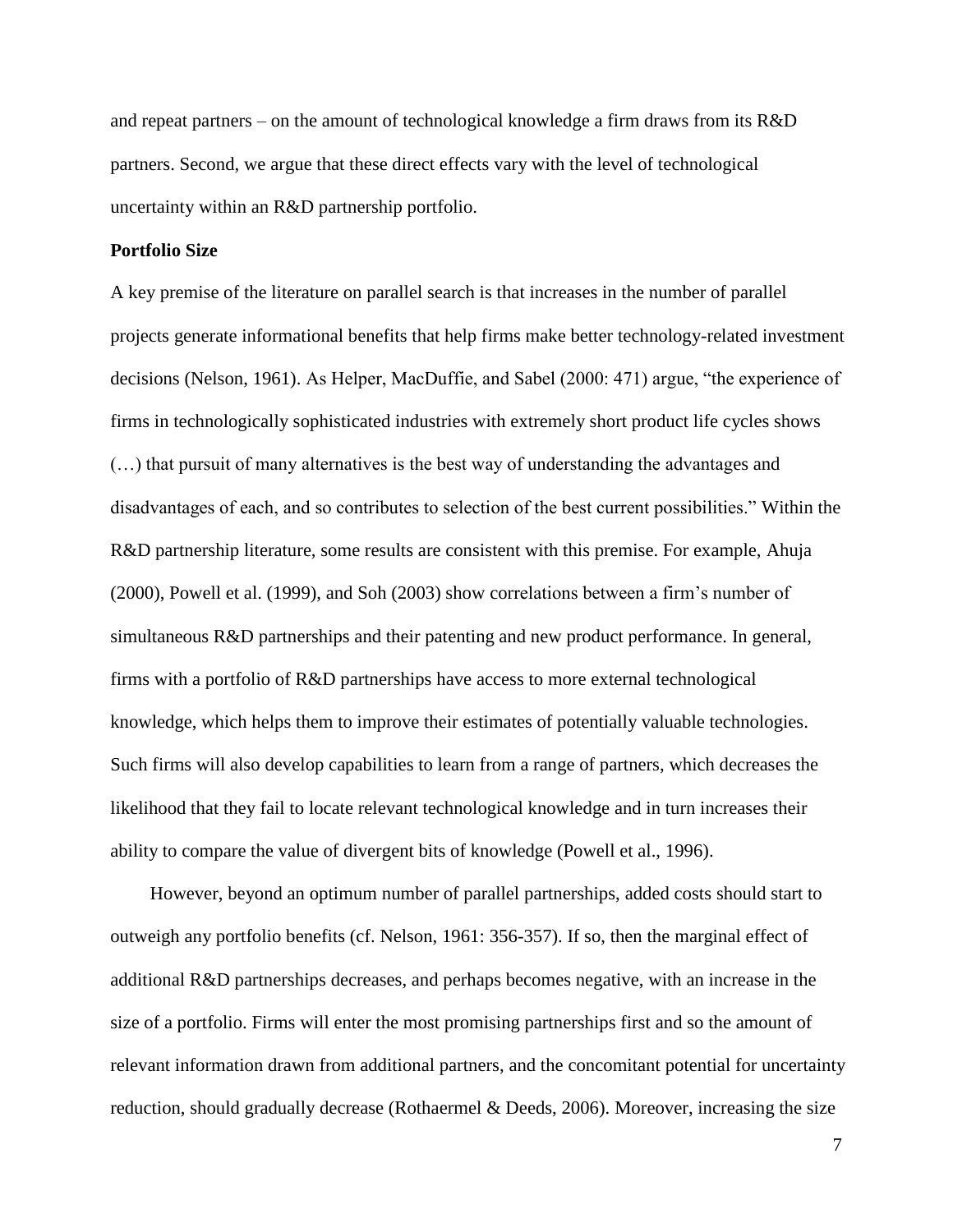and repeat partners – on the amount of technological knowledge a firm draws from its R&D partners. Second, we argue that these direct effects vary with the level of technological uncertainty within an R&D partnership portfolio.

**Portfolio Size**

A key premise of the literature on parallel search is that increases in the number of parallel projects generate informational benefits that help firms make better technology-related investment decisions (Nelson, 1961). As Helper, MacDuffie, and Sabel (2000: 471) argue, "the experience of firms in technologically sophisticated industries with extremely short product life cycles shows (…) that pursuit of many alternatives is the best way of understanding the advantages and disadvantages of each, and so contributes to selection of the best current possibilities." Within the R&D partnership literature, some results are consistent with this premise. For example, Ahuja (2000), Powell et al. (1999), and Soh (2003) show correlations between a firm's number of simultaneous R&D partnerships and their patenting and new product performance. In general, firms with a portfolio of R&D partnerships have access to more external technological knowledge, which helps them to improve their estimates of potentially valuable technologies. Such firms will also develop capabilities to learn from a range of partners, which decreases the likelihood that they fail to locate relevant technological knowledge and in turn increases their ability to compare the value of divergent bits of knowledge (Powell et al., 1996).

However, beyond an optimum number of parallel partnerships, added costs should start to outweigh any portfolio benefits (cf. Nelson, 1961: 356-357). If so, then the marginal effect of additional R&D partnerships decreases, and perhaps becomes negative, with an increase in the size of a portfolio. Firms will enter the most promising partnerships first and so the amount of relevant information drawn from additional partners, and the concomitant potential for uncertainty reduction, should gradually decrease (Rothaermel & Deeds, 2006). Moreover, increasing the size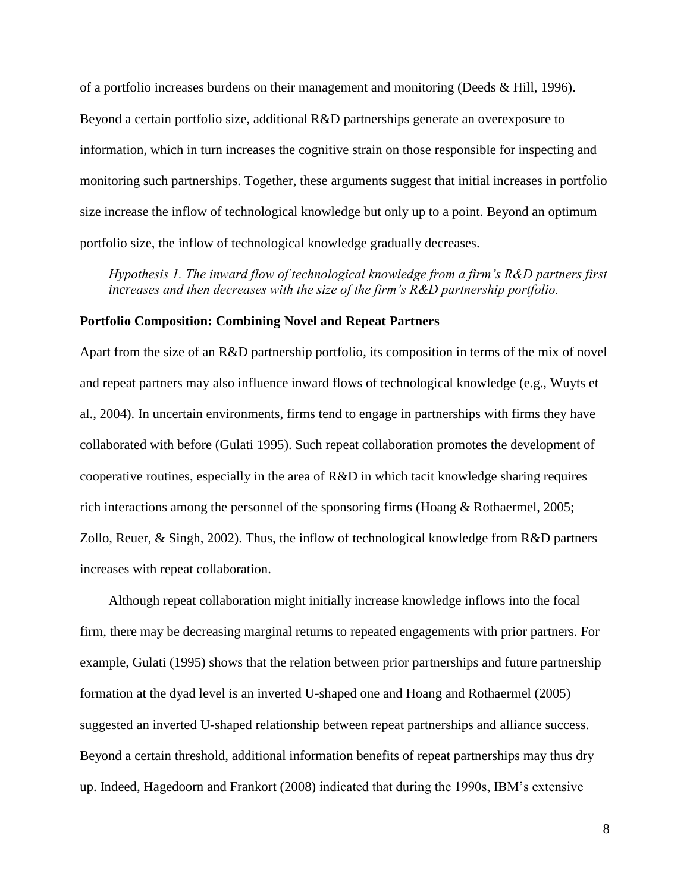of a portfolio increases burdens on their management and monitoring (Deeds & Hill, 1996). Beyond a certain portfolio size, additional R&D partnerships generate an overexposure to information, which in turn increases the cognitive strain on those responsible for inspecting and monitoring such partnerships. Together, these arguments suggest that initial increases in portfolio size increase the inflow of technological knowledge but only up to a point. Beyond an optimum portfolio size, the inflow of technological knowledge gradually decreases.

> *Hypothesis 1. The inward flow of technological knowledge from a firm's R&D partners first increases and then decreases with the size of the firm's R&D partnership portfolio.*

**Portfolio Composition: Combining Novel and Repeat Partners**

Apart from the size of an R&D partnership portfolio, its composition in terms of the mix of novel and repeat partners may also influence inward flows of technological knowledge (e.g., Wuyts et al., 2004). In uncertain environments, firms tend to engage in partnerships with firms they have collaborated with before (Gulati 1995). Such repeat collaboration promotes the development of cooperative routines, especially in the area of R&D in which tacit knowledge sharing requires rich interactions among the personnel of the sponsoring firms (Hoang & Rothaermel, 2005; Zollo, Reuer, & Singh, 2002). Thus, the inflow of technological knowledge from R&D partners increases with repeat collaboration.

Although repeat collaboration might initially increase knowledge inflows into the focal firm, there may be decreasing marginal returns to repeated engagements with prior partners. For example, Gulati (1995) shows that the relation between prior partnerships and future partnership formation at the dyad level is an inverted U-shaped one and Hoang and Rothaermel (2005) suggested an inverted U-shaped relationship between repeat partnerships and alliance success. Beyond a certain threshold, additional information benefits of repeat partnerships may thus dry up. Indeed, Hagedoorn and Frankort (2008) indicated that during the 1990s, IBM's extensive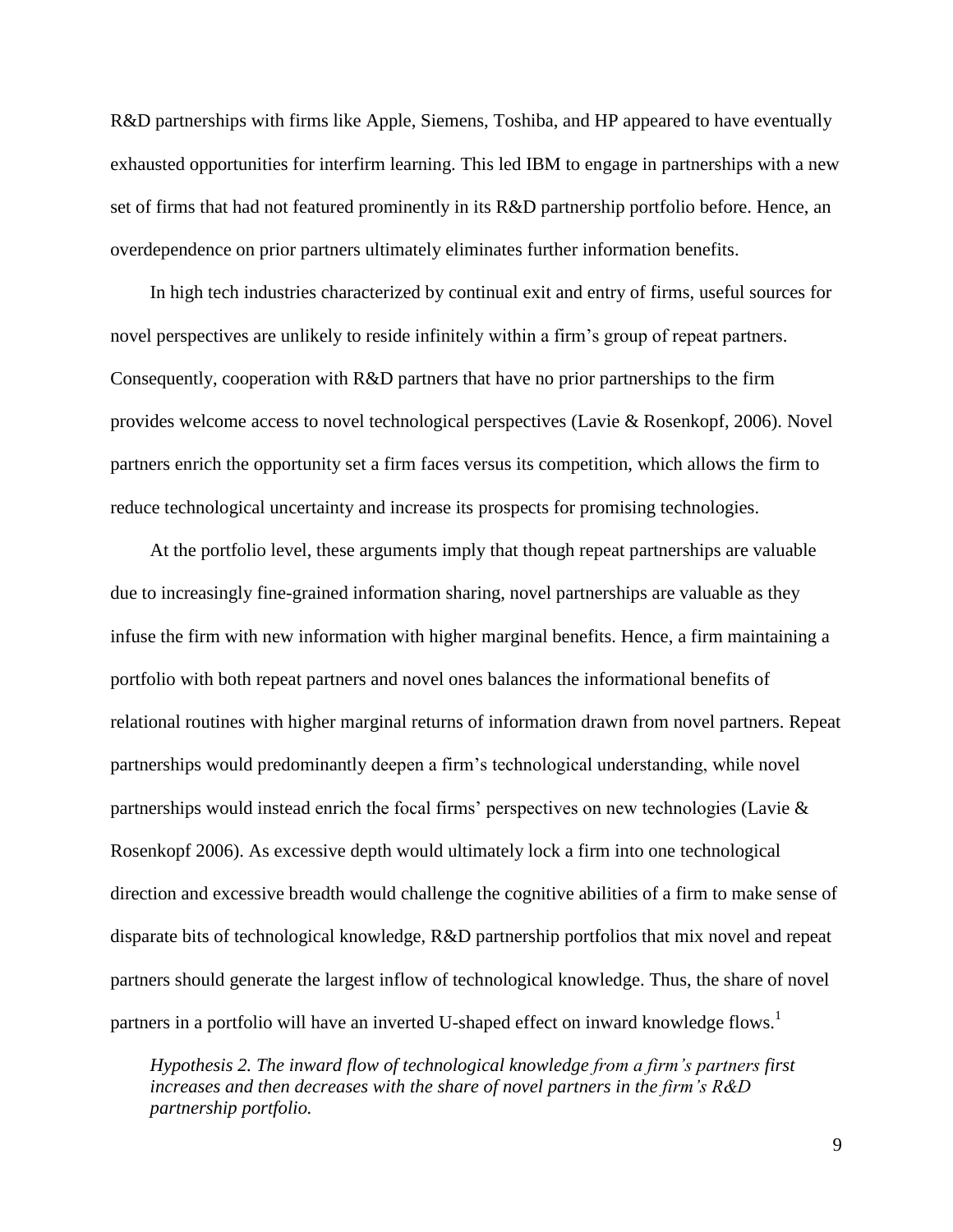R&D partnerships with firms like Apple, Siemens, Toshiba, and HP appeared to have eventually exhausted opportunities for interfirm learning. This led IBM to engage in partnerships with a new set of firms that had not featured prominently in its R&D partnership portfolio before. Hence, an overdependence on prior partners ultimately eliminates further information benefits.

In high tech industries characterized by continual exit and entry of firms, useful sources for novel perspectives are unlikely to reside infinitely within a firm's group of repeat partners. Consequently, cooperation with R&D partners that have no prior partnerships to the firm provides welcome access to novel technological perspectives (Lavie & Rosenkopf, 2006). Novel partners enrich the opportunity set a firm faces versus its competition, which allows the firm to reduce technological uncertainty and increase its prospects for promising technologies.

At the portfolio level, these arguments imply that though repeat partnerships are valuable due to increasingly fine-grained information sharing, novel partnerships are valuable as they infuse the firm with new information with higher marginal benefits. Hence, a firm maintaining a portfolio with both repeat partners and novel ones balances the informational benefits of relational routines with higher marginal returns of information drawn from novel partners. Repeat partnerships would predominantly deepen a firm's technological understanding, while novel partnerships would instead enrich the focal firms' perspectives on new technologies (Lavie & Rosenkopf 2006). As excessive depth would ultimately lock a firm into one technological direction and excessive breadth would challenge the cognitive abilities of a firm to make sense of disparate bits of technological knowledge, R&D partnership portfolios that mix novel and repeat partners should generate the largest inflow of technological knowledge. Thus, the share of novel partners in a portfolio will have an inverted U-shaped effect on inward knowledge flows.[1]

*Hypothesis 2. The inward flow of technological knowledge from a firm's partners first increases and then decreases with the share of novel partners in the firm's R&D partnership portfolio.*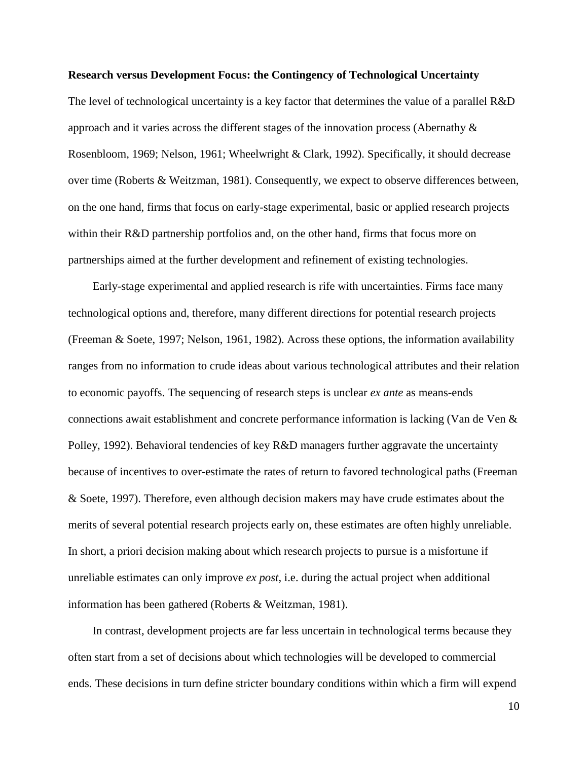**Research versus Development Focus: the Contingency of Technological Uncertainty**

The level of technological uncertainty is a key factor that determines the value of a parallel R&D approach and it varies across the different stages of the innovation process (Abernathy & Rosenbloom, 1969; Nelson, 1961; Wheelwright & Clark, 1992). Specifically, it should decrease over time (Roberts & Weitzman, 1981). Consequently, we expect to observe differences between, on the one hand, firms that focus on early-stage experimental, basic or applied research projects within their R&D partnership portfolios and, on the other hand, firms that focus more on partnerships aimed at the further development and refinement of existing technologies.

Early-stage experimental and applied research is rife with uncertainties. Firms face many technological options and, therefore, many different directions for potential research projects (Freeman & Soete, 1997; Nelson, 1961, 1982). Across these options, the information availability ranges from no information to crude ideas about various technological attributes and their relation to economic payoffs. The sequencing of research steps is unclear *ex ante* as means-ends connections await establishment and concrete performance information is lacking (Van de Ven & Polley, 1992). Behavioral tendencies of key R&D managers further aggravate the uncertainty because of incentives to over-estimate the rates of return to favored technological paths (Freeman & Soete, 1997). Therefore, even although decision makers may have crude estimates about the merits of several potential research projects early on, these estimates are often highly unreliable. In short, a priori decision making about which research projects to pursue is a misfortune if unreliable estimates can only improve *ex post*, i.e. during the actual project when additional information has been gathered (Roberts & Weitzman, 1981).

In contrast, development projects are far less uncertain in technological terms because they often start from a set of decisions about which technologies will be developed to commercial ends. These decisions in turn define stricter boundary conditions within which a firm will expend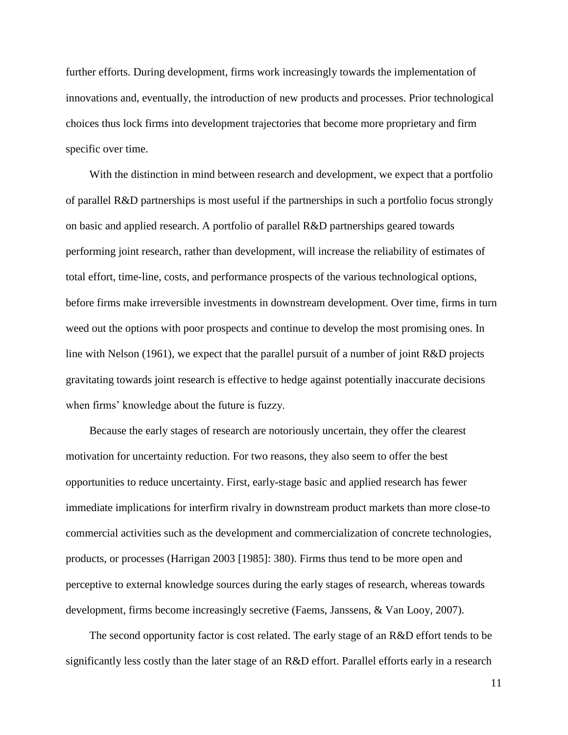further efforts. During development, firms work increasingly towards the implementation of innovations and, eventually, the introduction of new products and processes. Prior technological choices thus lock firms into development trajectories that become more proprietary and firm specific over time.

With the distinction in mind between research and development, we expect that a portfolio of parallel R&D partnerships is most useful if the partnerships in such a portfolio focus strongly on basic and applied research. A portfolio of parallel R&D partnerships geared towards performing joint research, rather than development, will increase the reliability of estimates of total effort, time-line, costs, and performance prospects of the various technological options, before firms make irreversible investments in downstream development. Over time, firms in turn weed out the options with poor prospects and continue to develop the most promising ones. In line with Nelson (1961), we expect that the parallel pursuit of a number of joint R&D projects gravitating towards joint research is effective to hedge against potentially inaccurate decisions when firms' knowledge about the future is fuzzy.

Because the early stages of research are notoriously uncertain, they offer the clearest motivation for uncertainty reduction. For two reasons, they also seem to offer the best opportunities to reduce uncertainty. First, early-stage basic and applied research has fewer immediate implications for interfirm rivalry in downstream product markets than more close-to commercial activities such as the development and commercialization of concrete technologies, products, or processes (Harrigan 2003 [1985]: 380). Firms thus tend to be more open and perceptive to external knowledge sources during the early stages of research, whereas towards development, firms become increasingly secretive (Faems, Janssens, & Van Looy, 2007).

The second opportunity factor is cost related. The early stage of an R&D effort tends to be significantly less costly than the later stage of an R&D effort. Parallel efforts early in a research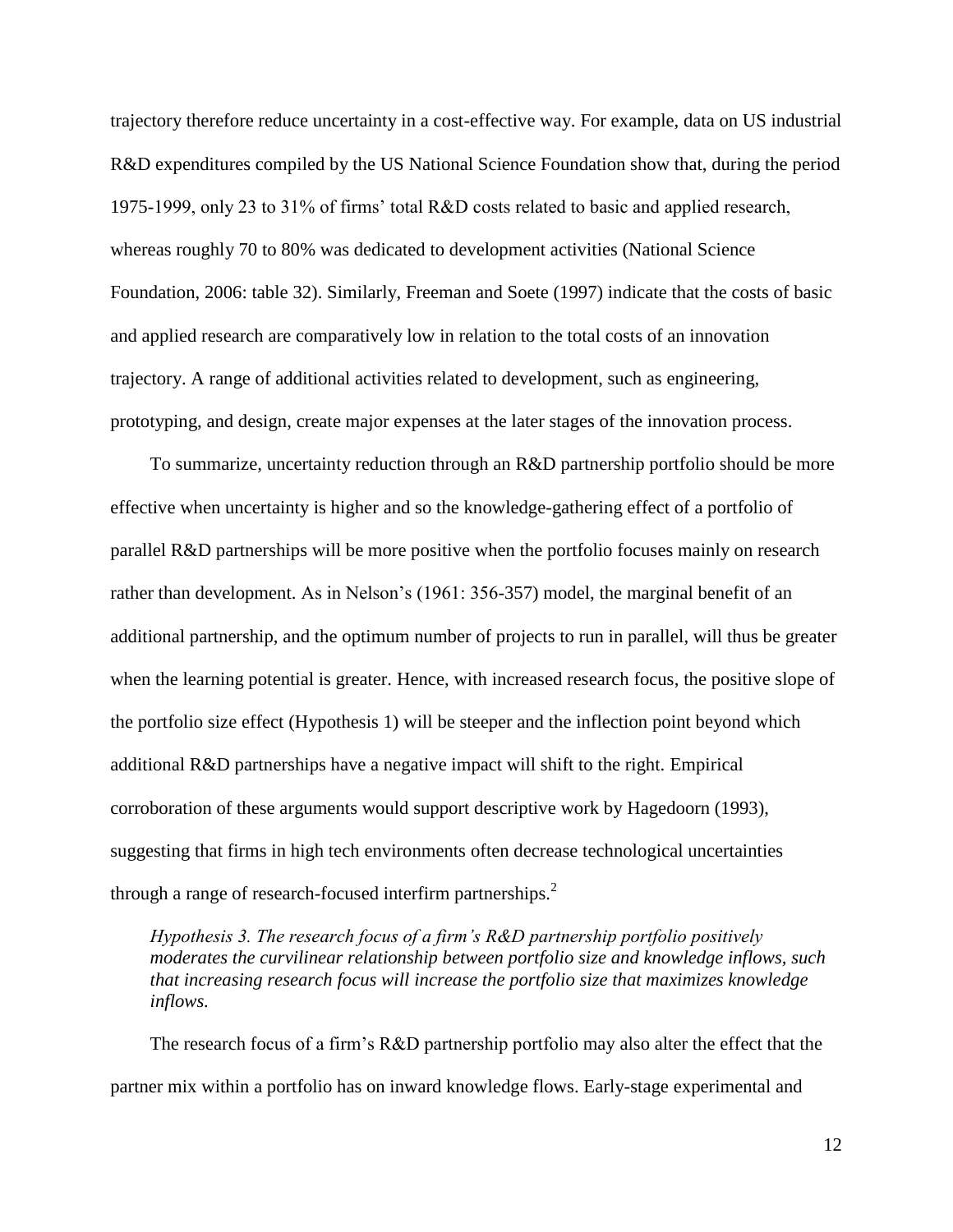trajectory therefore reduce uncertainty in a cost-effective way. For example, data on US industrial R&D expenditures compiled by the US National Science Foundation show that, during the period 1975-1999, only 23 to 31% of firms' total R&D costs related to basic and applied research, whereas roughly 70 to 80% was dedicated to development activities (National Science Foundation, 2006: table 32). Similarly, Freeman and Soete (1997) indicate that the costs of basic and applied research are comparatively low in relation to the total costs of an innovation trajectory. A range of additional activities related to development, such as engineering, prototyping, and design, create major expenses at the later stages of the innovation process.

To summarize, uncertainty reduction through an R&D partnership portfolio should be more effective when uncertainty is higher and so the knowledge-gathering effect of a portfolio of parallel R&D partnerships will be more positive when the portfolio focuses mainly on research rather than development. As in Nelson's (1961: 356-357) model, the marginal benefit of an additional partnership, and the optimum number of projects to run in parallel, will thus be greater when the learning potential is greater. Hence, with increased research focus, the positive slope of the portfolio size effect (Hypothesis 1) will be steeper and the inflection point beyond which additional R&D partnerships have a negative impact will shift to the right. Empirical corroboration of these arguments would support descriptive work by Hagedoorn (1993), suggesting that firms in high tech environments often decrease technological uncertainties through a range of research-focused interfirm partnerships.[2]

*Hypothesis 3. The research focus of a firm's R&D partnership portfolio positively moderates the curvilinear relationship between portfolio size and knowledge inflows, such that increasing research focus will increase the portfolio size that maximizes knowledge inflows.*

The research focus of a firm's R&D partnership portfolio may also alter the effect that the partner mix within a portfolio has on inward knowledge flows. Early-stage experimental and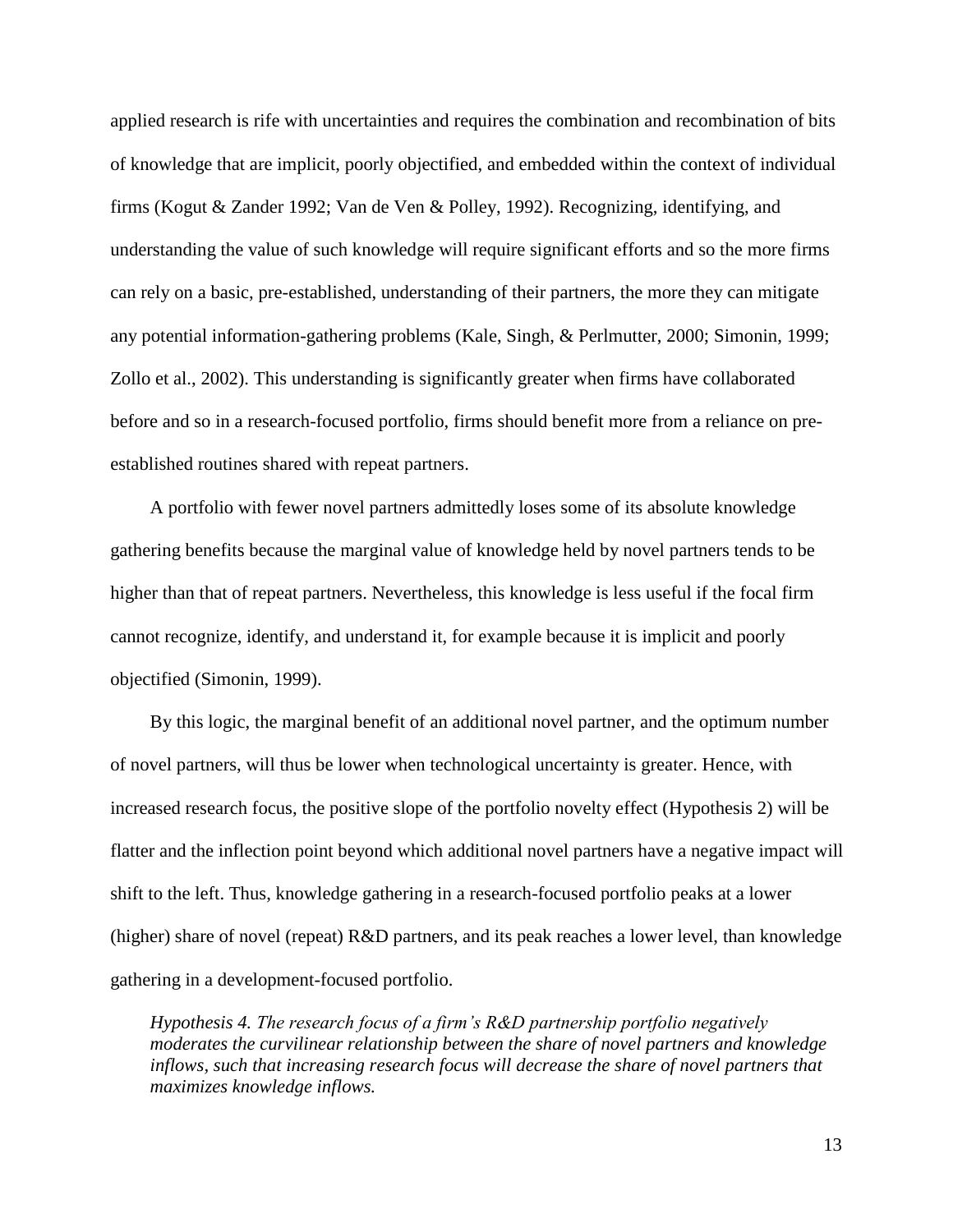applied research is rife with uncertainties and requires the combination and recombination of bits of knowledge that are implicit, poorly objectified, and embedded within the context of individual firms (Kogut & Zander 1992; Van de Ven & Polley, 1992). Recognizing, identifying, and understanding the value of such knowledge will require significant efforts and so the more firms can rely on a basic, pre-established, understanding of their partners, the more they can mitigate any potential information-gathering problems (Kale, Singh, & Perlmutter, 2000; Simonin, 1999; Zollo et al., 2002). This understanding is significantly greater when firms have collaborated before and so in a research-focused portfolio, firms should benefit more from a reliance on pre-established routines shared with repeat partners.

A portfolio with fewer novel partners admittedly loses some of its absolute knowledge gathering benefits because the marginal value of knowledge held by novel partners tends to be higher than that of repeat partners. Nevertheless, this knowledge is less useful if the focal firm cannot recognize, identify, and understand it, for example because it is implicit and poorly objectified (Simonin, 1999).

By this logic, the marginal benefit of an additional novel partner, and the optimum number of novel partners, will thus be lower when technological uncertainty is greater. Hence, with increased research focus, the positive slope of the portfolio novelty effect (Hypothesis 2) will be flatter and the inflection point beyond which additional novel partners have a negative impact will shift to the left. Thus, knowledge gathering in a research-focused portfolio peaks at a lower (higher) share of novel (repeat) R&D partners, and its peak reaches a lower level, than knowledge gathering in a development-focused portfolio.

*Hypothesis 4. The research focus of a firm's R&D partnership portfolio negatively moderates the curvilinear relationship between the share of novel partners and knowledge inflows, such that increasing research focus will decrease the share of novel partners that maximizes knowledge inflows.*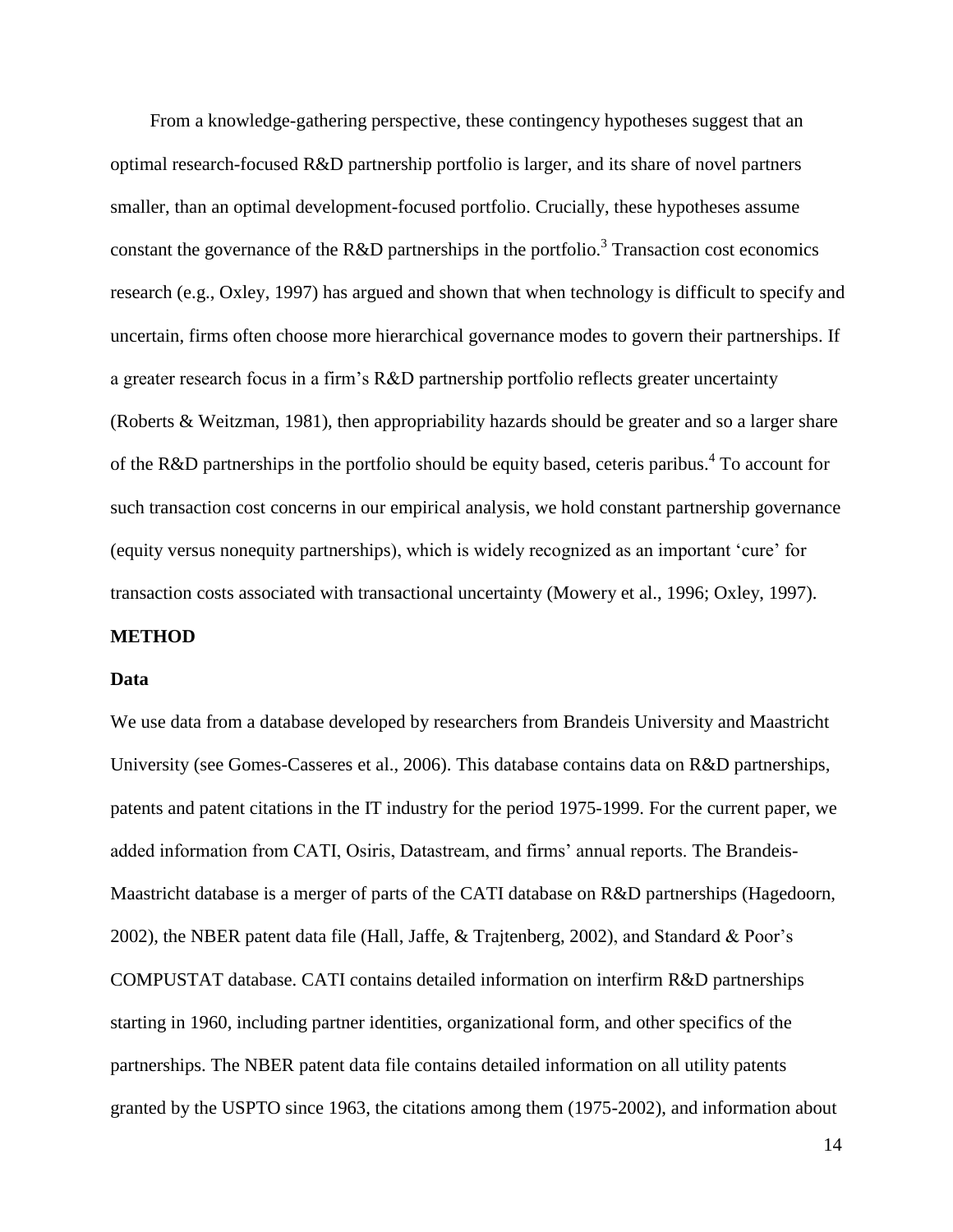From a knowledge-gathering perspective, these contingency hypotheses suggest that an optimal research-focused R&D partnership portfolio is larger, and its share of novel partners smaller, than an optimal development-focused portfolio. Crucially, these hypotheses assume constant the governance of the R&D partnerships in the portfolio.[3] Transaction cost economics research (e.g., Oxley, 1997) has argued and shown that when technology is difficult to specify and uncertain, firms often choose more hierarchical governance modes to govern their partnerships. If a greater research focus in a firm's R&D partnership portfolio reflects greater uncertainty (Roberts & Weitzman, 1981), then appropriability hazards should be greater and so a larger share of the R&D partnerships in the portfolio should be equity based, ceteris paribus.[4] To account for such transaction cost concerns in our empirical analysis, we hold constant partnership governance (equity versus nonequity partnerships), which is widely recognized as an important 'cure' for transaction costs associated with transactional uncertainty (Mowery et al., 1996; Oxley, 1997).

## METHOD

### Data

We use data from a database developed by researchers from Brandeis University and Maastricht University (see Gomes-Casseres et al., 2006). This database contains data on R&D partnerships, patents and patent citations in the IT industry for the period 1975-1999. For the current paper, we added information from CATI, Osiris, Datastream, and firms' annual reports. The Brandeis-Maastricht database is a merger of parts of the CATI database on R&D partnerships (Hagedoorn, 2002), the NBER patent data file (Hall, Jaffe, & Trajtenberg, 2002), and Standard & Poor's COMPUSTAT database. CATI contains detailed information on interfirm R&D partnerships starting in 1960, including partner identities, organizational form, and other specifics of the partnerships. The NBER patent data file contains detailed information on all utility patents granted by the USPTO since 1963, the citations among them (1975-2002), and information about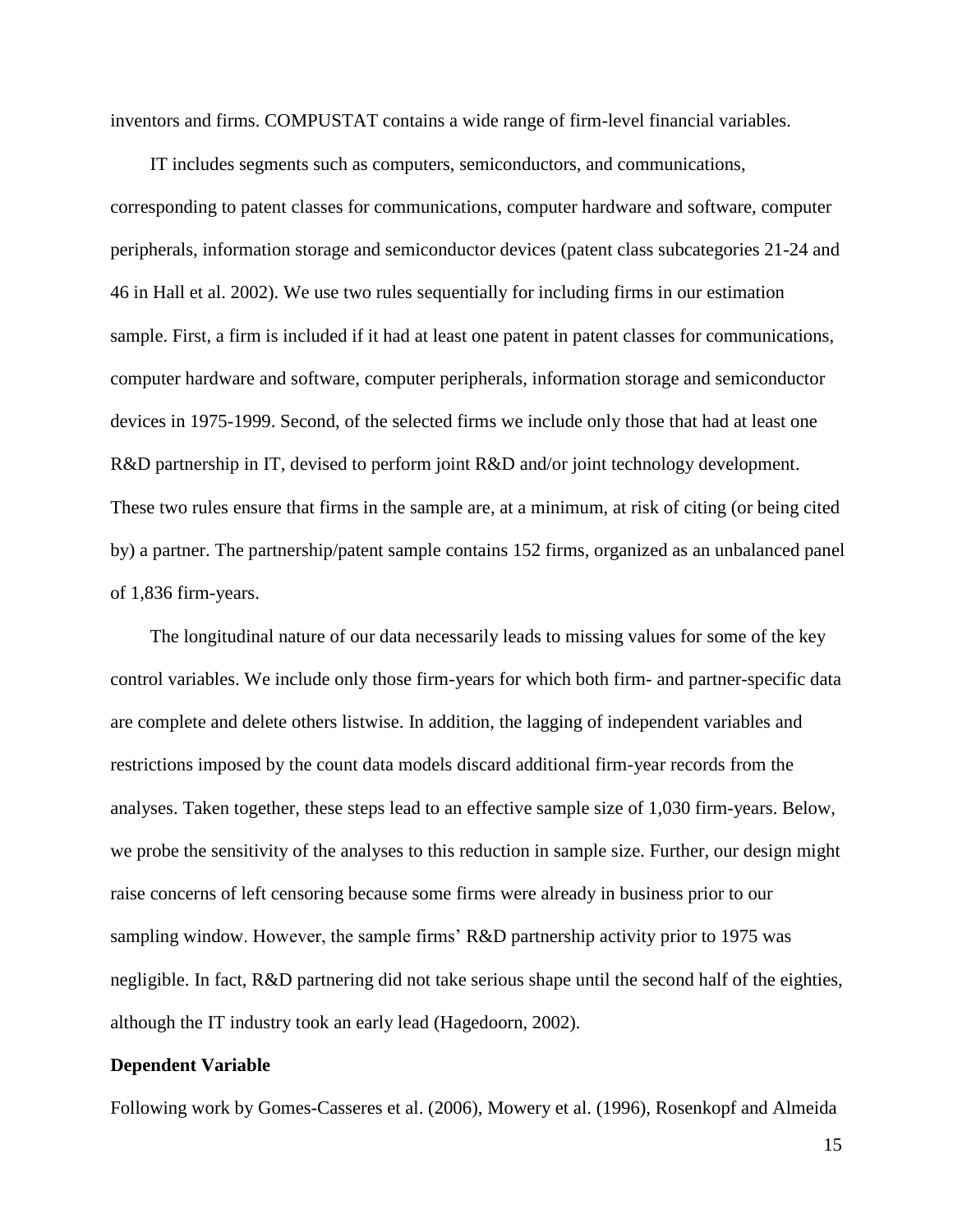inventors and firms. COMPUSTAT contains a wide range of firm-level financial variables.

IT includes segments such as computers, semiconductors, and communications, corresponding to patent classes for communications, computer hardware and software, computer peripherals, information storage and semiconductor devices (patent class subcategories 21-24 and 46 in Hall et al. 2002). We use two rules sequentially for including firms in our estimation sample. First, a firm is included if it had at least one patent in patent classes for communications, computer hardware and software, computer peripherals, information storage and semiconductor devices in 1975-1999. Second, of the selected firms we include only those that had at least one R&D partnership in IT, devised to perform joint R&D and/or joint technology development. These two rules ensure that firms in the sample are, at a minimum, at risk of citing (or being cited by) a partner. The partnership/patent sample contains 152 firms, organized as an unbalanced panel of 1,836 firm-years.

The longitudinal nature of our data necessarily leads to missing values for some of the key control variables. We include only those firm-years for which both firm- and partner-specific data are complete and delete others listwise. In addition, the lagging of independent variables and restrictions imposed by the count data models discard additional firm-year records from the analyses. Taken together, these steps lead to an effective sample size of 1,030 firm-years. Below, we probe the sensitivity of the analyses to this reduction in sample size. Further, our design might raise concerns of left censoring because some firms were already in business prior to our sampling window. However, the sample firms' R&D partnership activity prior to 1975 was negligible. In fact, R&D partnering did not take serious shape until the second half of the eighties, although the IT industry took an early lead (Hagedoorn, 2002).

**Dependent Variable**

Following work by Gomes-Casseres et al. (2006), Mowery et al. (1996), Rosenkopf and Almeida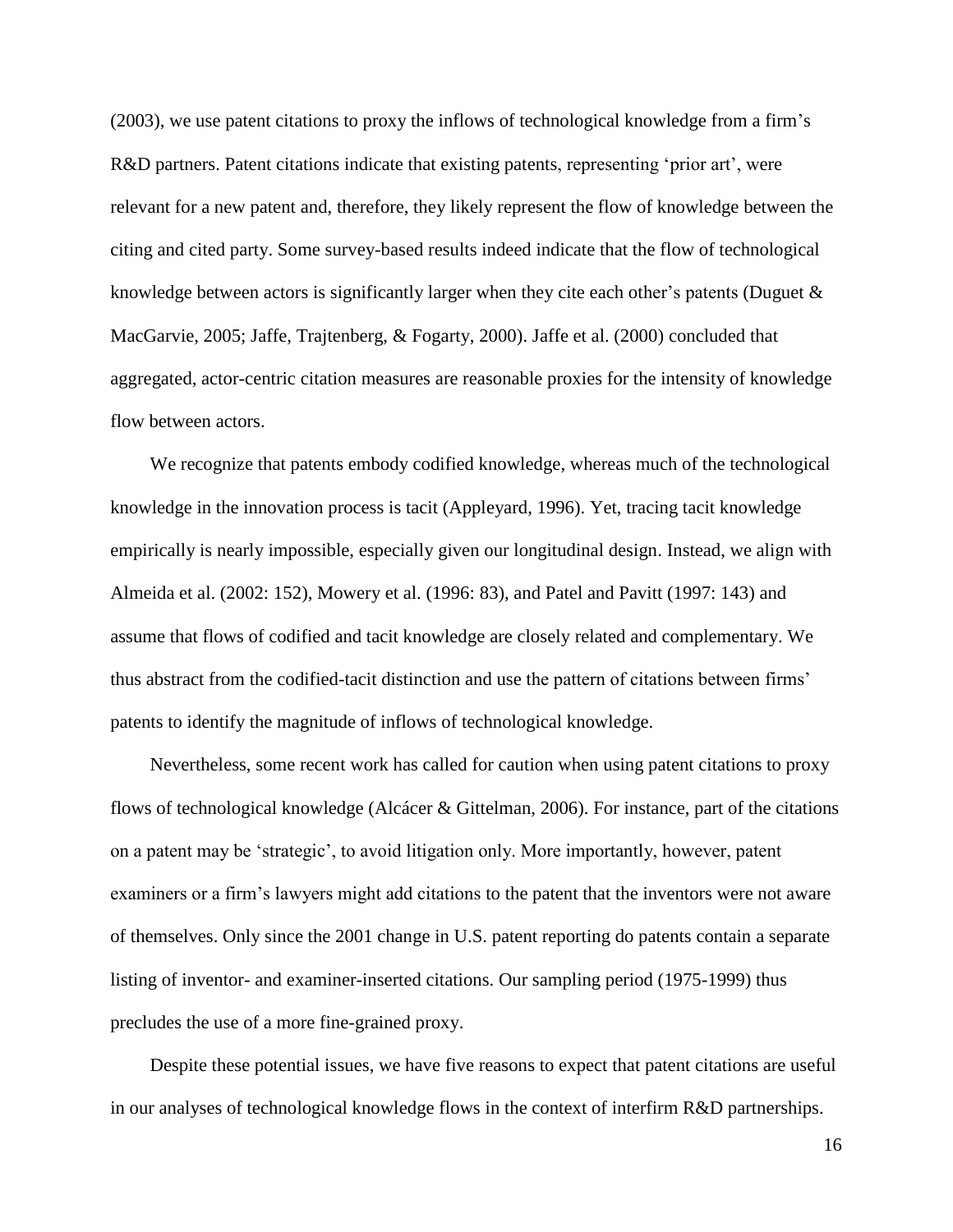(2003), we use patent citations to proxy the inflows of technological knowledge from a firm's R&D partners. Patent citations indicate that existing patents, representing 'prior art', were relevant for a new patent and, therefore, they likely represent the flow of knowledge between the citing and cited party. Some survey-based results indeed indicate that the flow of technological knowledge between actors is significantly larger when they cite each other's patents (Duguet & MacGarvie, 2005; Jaffe, Trajtenberg, & Fogarty, 2000). Jaffe et al. (2000) concluded that aggregated, actor-centric citation measures are reasonable proxies for the intensity of knowledge flow between actors.

We recognize that patents embody codified knowledge, whereas much of the technological knowledge in the innovation process is tacit (Appleyard, 1996). Yet, tracing tacit knowledge empirically is nearly impossible, especially given our longitudinal design. Instead, we align with Almeida et al. (2002: 152), Mowery et al. (1996: 83), and Patel and Pavitt (1997: 143) and assume that flows of codified and tacit knowledge are closely related and complementary. We thus abstract from the codified-tacit distinction and use the pattern of citations between firms' patents to identify the magnitude of inflows of technological knowledge.

Nevertheless, some recent work has called for caution when using patent citations to proxy flows of technological knowledge (Alcácer & Gittelman, 2006). For instance, part of the citations on a patent may be 'strategic', to avoid litigation only. More importantly, however, patent examiners or a firm's lawyers might add citations to the patent that the inventors were not aware of themselves. Only since the 2001 change in U.S. patent reporting do patents contain a separate listing of inventor- and examiner-inserted citations. Our sampling period (1975-1999) thus precludes the use of a more fine-grained proxy.

Despite these potential issues, we have five reasons to expect that patent citations are useful in our analyses of technological knowledge flows in the context of interfirm R&D partnerships.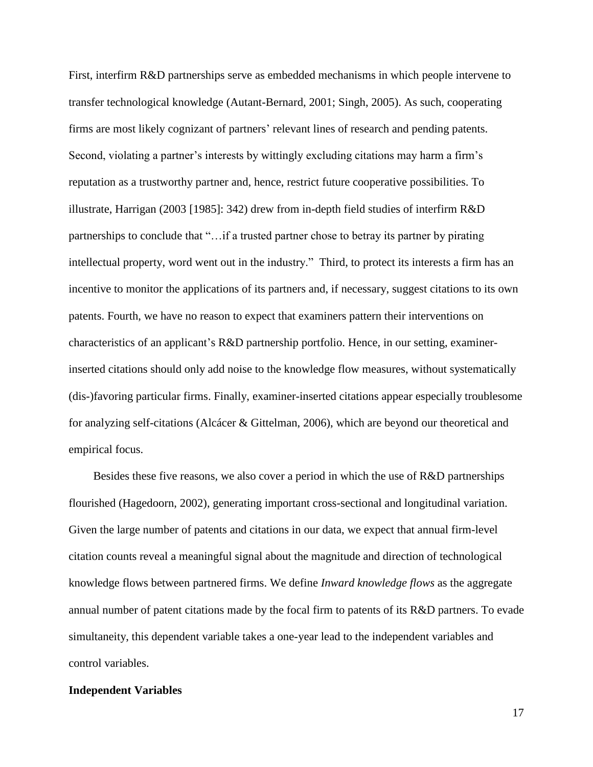First, interfirm R&D partnerships serve as embedded mechanisms in which people intervene to transfer technological knowledge (Autant-Bernard, 2001; Singh, 2005). As such, cooperating firms are most likely cognizant of partners' relevant lines of research and pending patents. Second, violating a partner's interests by wittingly excluding citations may harm a firm's reputation as a trustworthy partner and, hence, restrict future cooperative possibilities. To illustrate, Harrigan (2003 [1985]: 342) drew from in-depth field studies of interfirm R&D partnerships to conclude that "…if a trusted partner chose to betray its partner by pirating intellectual property, word went out in the industry." Third, to protect its interests a firm has an incentive to monitor the applications of its partners and, if necessary, suggest citations to its own patents. Fourth, we have no reason to expect that examiners pattern their interventions on characteristics of an applicant's R&D partnership portfolio. Hence, in our setting, examiner-inserted citations should only add noise to the knowledge flow measures, without systematically (dis-)favoring particular firms. Finally, examiner-inserted citations appear especially troublesome for analyzing self-citations (Alcácer & Gittelman, 2006), which are beyond our theoretical and empirical focus.

Besides these five reasons, we also cover a period in which the use of R&D partnerships flourished (Hagedoorn, 2002), generating important cross-sectional and longitudinal variation. Given the large number of patents and citations in our data, we expect that annual firm-level citation counts reveal a meaningful signal about the magnitude and direction of technological knowledge flows between partnered firms. We define *Inward knowledge flows* as the aggregate annual number of patent citations made by the focal firm to patents of its R&D partners. To evade simultaneity, this dependent variable takes a one-year lead to the independent variables and control variables.

**Independent Variables**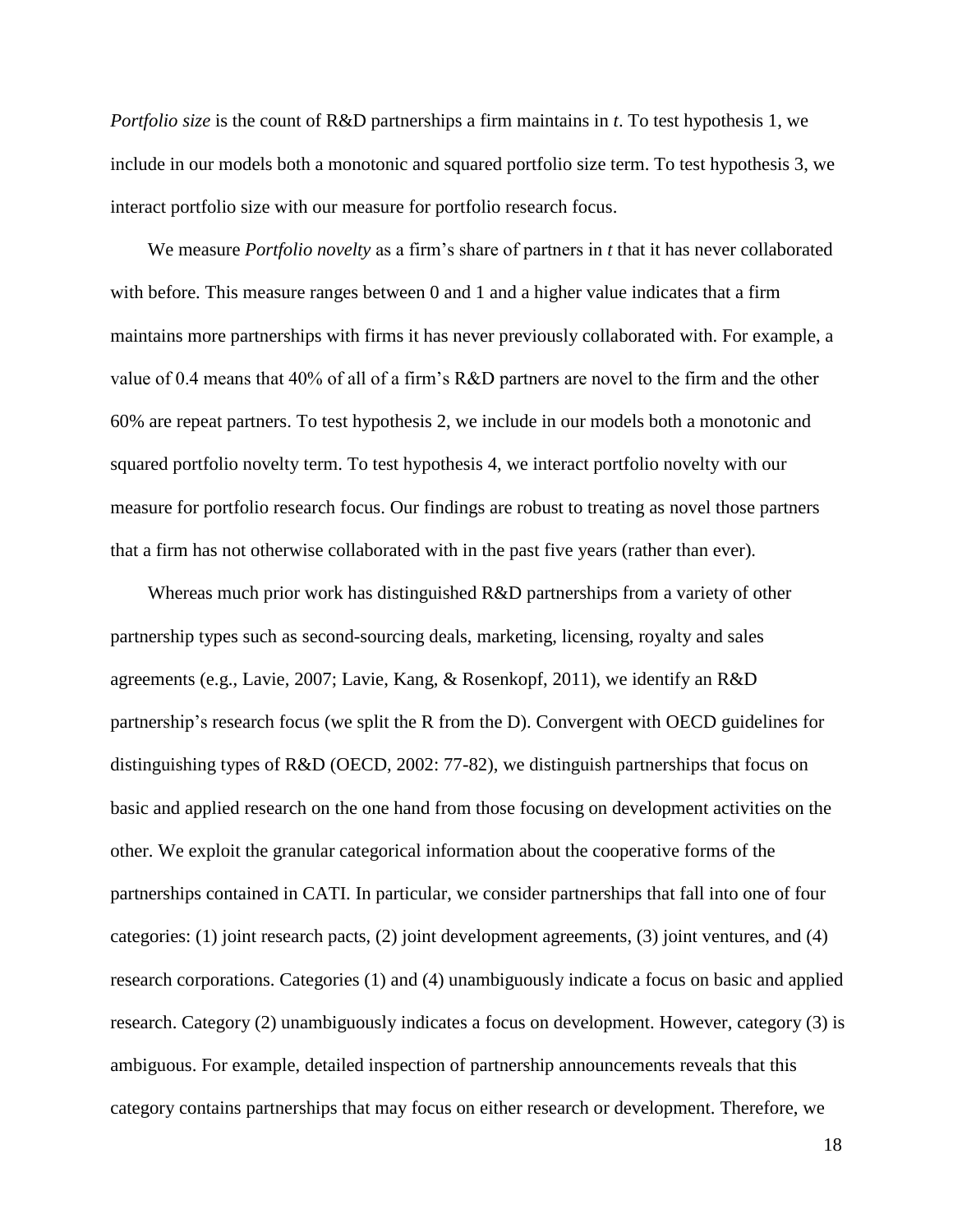*Portfolio size* is the count of R&D partnerships a firm maintains in *t*. To test hypothesis 1, we include in our models both a monotonic and squared portfolio size term. To test hypothesis 3, we interact portfolio size with our measure for portfolio research focus.

We measure *Portfolio novelty* as a firm's share of partners in *t* that it has never collaborated with before. This measure ranges between 0 and 1 and a higher value indicates that a firm maintains more partnerships with firms it has never previously collaborated with. For example, a value of 0.4 means that 40% of all of a firm's R&D partners are novel to the firm and the other 60% are repeat partners. To test hypothesis 2, we include in our models both a monotonic and squared portfolio novelty term. To test hypothesis 4, we interact portfolio novelty with our measure for portfolio research focus. Our findings are robust to treating as novel those partners that a firm has not otherwise collaborated with in the past five years (rather than ever).

Whereas much prior work has distinguished R&D partnerships from a variety of other partnership types such as second-sourcing deals, marketing, licensing, royalty and sales agreements (e.g., Lavie, 2007; Lavie, Kang, & Rosenkopf, 2011), we identify an R&D partnership's research focus (we split the R from the D). Convergent with OECD guidelines for distinguishing types of R&D (OECD, 2002: 77-82), we distinguish partnerships that focus on basic and applied research on the one hand from those focusing on development activities on the other. We exploit the granular categorical information about the cooperative forms of the partnerships contained in CATI. In particular, we consider partnerships that fall into one of four categories: (1) joint research pacts, (2) joint development agreements, (3) joint ventures, and (4) research corporations. Categories (1) and (4) unambiguously indicate a focus on basic and applied research. Category (2) unambiguously indicates a focus on development. However, category (3) is ambiguous. For example, detailed inspection of partnership announcements reveals that this category contains partnerships that may focus on either research or development. Therefore, we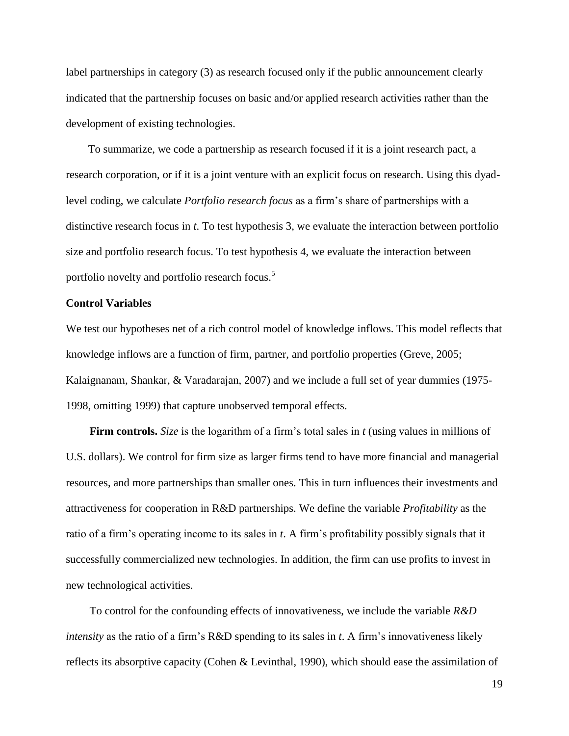label partnerships in category (3) as research focused only if the public announcement clearly indicated that the partnership focuses on basic and/or applied research activities rather than the development of existing technologies.

To summarize, we code a partnership as research focused if it is a joint research pact, a research corporation, or if it is a joint venture with an explicit focus on research. Using this dyad-level coding, we calculate *Portfolio research focus* as a firm's share of partnerships with a distinctive research focus in *t*. To test hypothesis 3, we evaluate the interaction between portfolio size and portfolio research focus. To test hypothesis 4, we evaluate the interaction between portfolio novelty and portfolio research focus.[5]

### Control Variables

We test our hypotheses net of a rich control model of knowledge inflows. This model reflects that knowledge inflows are a function of firm, partner, and portfolio properties (Greve, 2005; Kalaignanam, Shankar, & Varadarajan, 2007) and we include a full set of year dummies (1975-1998, omitting 1999) that capture unobserved temporal effects.

**Firm controls.** *Size* is the logarithm of a firm's total sales in *t* (using values in millions of U.S. dollars). We control for firm size as larger firms tend to have more financial and managerial resources, and more partnerships than smaller ones. This in turn influences their investments and attractiveness for cooperation in R&D partnerships. We define the variable *Profitability* as the ratio of a firm's operating income to its sales in *t*. A firm's profitability possibly signals that it successfully commercialized new technologies. In addition, the firm can use profits to invest in new technological activities.

To control for the confounding effects of innovativeness, we include the variable *R&D intensity* as the ratio of a firm's R&D spending to its sales in *t*. A firm's innovativeness likely reflects its absorptive capacity (Cohen & Levinthal, 1990), which should ease the assimilation of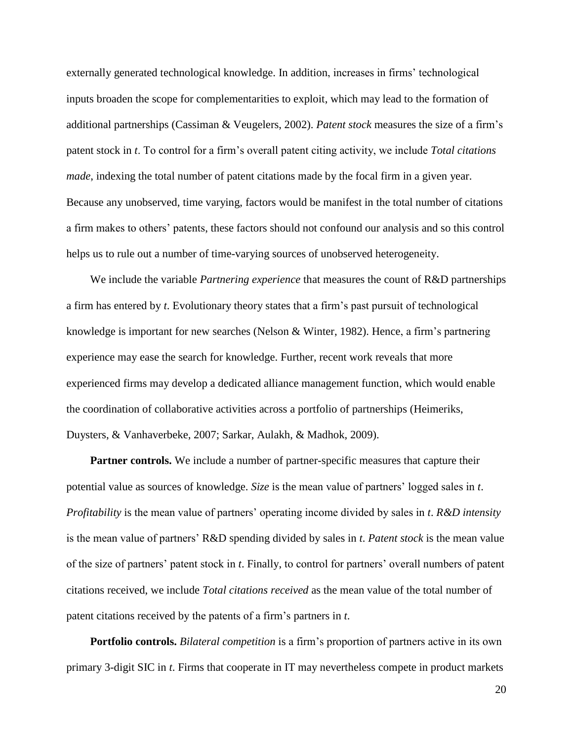externally generated technological knowledge. In addition, increases in firms' technological inputs broaden the scope for complementarities to exploit, which may lead to the formation of additional partnerships (Cassiman & Veugelers, 2002). *Patent stock* measures the size of a firm's patent stock in *t*. To control for a firm's overall patent citing activity, we include *Total citations made*, indexing the total number of patent citations made by the focal firm in a given year. Because any unobserved, time varying, factors would be manifest in the total number of citations a firm makes to others' patents, these factors should not confound our analysis and so this control helps us to rule out a number of time-varying sources of unobserved heterogeneity.

We include the variable *Partnering experience* that measures the count of R&D partnerships a firm has entered by *t*. Evolutionary theory states that a firm's past pursuit of technological knowledge is important for new searches (Nelson & Winter, 1982). Hence, a firm's partnering experience may ease the search for knowledge. Further, recent work reveals that more experienced firms may develop a dedicated alliance management function, which would enable the coordination of collaborative activities across a portfolio of partnerships (Heimeriks, Duysters, & Vanhaverbeke, 2007; Sarkar, Aulakh, & Madhok, 2009).

**Partner controls.** We include a number of partner-specific measures that capture their potential value as sources of knowledge. *Size* is the mean value of partners' logged sales in *t*. *Profitability* is the mean value of partners' operating income divided by sales in *t*. *R&D intensity* is the mean value of partners' R&D spending divided by sales in *t*. *Patent stock* is the mean value of the size of partners' patent stock in *t*. Finally, to control for partners' overall numbers of patent citations received, we include *Total citations received* as the mean value of the total number of patent citations received by the patents of a firm's partners in *t*.

**Portfolio controls.** *Bilateral competition* is a firm's proportion of partners active in its own primary 3-digit SIC in *t*. Firms that cooperate in IT may nevertheless compete in product markets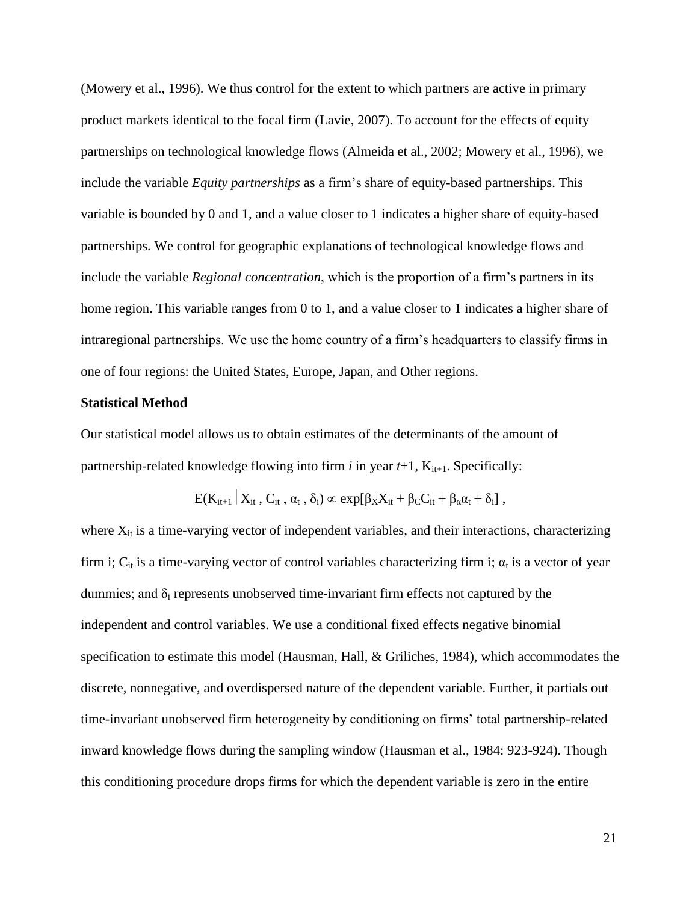(Mowery et al., 1996). We thus control for the extent to which partners are active in primary product markets identical to the focal firm (Lavie, 2007). To account for the effects of equity partnerships on technological knowledge flows (Almeida et al., 2002; Mowery et al., 1996), we include the variable *Equity partnerships* as a firm's share of equity-based partnerships. This variable is bounded by 0 and 1, and a value closer to 1 indicates a higher share of equity-based partnerships. We control for geographic explanations of technological knowledge flows and include the variable *Regional concentration*, which is the proportion of a firm's partners in its home region. This variable ranges from 0 to 1, and a value closer to 1 indicates a higher share of intraregional partnerships. We use the home country of a firm's headquarters to classify firms in one of four regions: the United States, Europe, Japan, and Other regions.

**Statistical Method**

Our statistical model allows us to obtain estimates of the determinants of the amount of partnership-related knowledge flowing into firm *i* in year *t*+1, $K_{it+1}$. Specifically:

$$E(K_{it+1} \mid X_{it}, C_{it}, \alpha_t, \delta_i) \propto \exp[\beta_X X_{it} + \beta_C C_{it} + \beta_\alpha \alpha_t + \delta_i],$$

where $X_{it}$ is a time-varying vector of independent variables, and their interactions, characterizing firm i; $C_{it}$ is a time-varying vector of control variables characterizing firm i; $\alpha_t$ is a vector of year dummies; and $\delta_i$ represents unobserved time-invariant firm effects not captured by the independent and control variables. We use a conditional fixed effects negative binomial specification to estimate this model (Hausman, Hall, & Griliches, 1984), which accommodates the discrete, nonnegative, and overdispersed nature of the dependent variable. Further, it partials out time-invariant unobserved firm heterogeneity by conditioning on firms' total partnership-related inward knowledge flows during the sampling window (Hausman et al., 1984: 923-924). Though this conditioning procedure drops firms for which the dependent variable is zero in the entire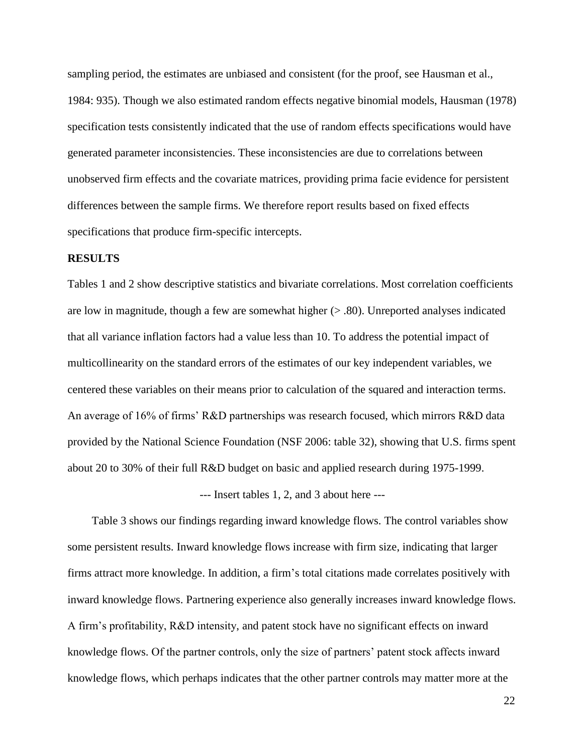sampling period, the estimates are unbiased and consistent (for the proof, see Hausman et al., 1984: 935). Though we also estimated random effects negative binomial models, Hausman (1978) specification tests consistently indicated that the use of random effects specifications would have generated parameter inconsistencies. These inconsistencies are due to correlations between unobserved firm effects and the covariate matrices, providing prima facie evidence for persistent differences between the sample firms. We therefore report results based on fixed effects specifications that produce firm-specific intercepts.

## RESULTS

Tables 1 and 2 show descriptive statistics and bivariate correlations. Most correlation coefficients are low in magnitude, though a few are somewhat higher (> .80). Unreported analyses indicated that all variance inflation factors had a value less than 10. To address the potential impact of multicollinearity on the standard errors of the estimates of our key independent variables, we centered these variables on their means prior to calculation of the squared and interaction terms. An average of 16% of firms' R&D partnerships was research focused, which mirrors R&D data provided by the National Science Foundation (NSF 2006: table 32), showing that U.S. firms spent about 20 to 30% of their full R&D budget on basic and applied research during 1975-1999.

--- Insert tables 1, 2, and 3 about here ---

Table 3 shows our findings regarding inward knowledge flows. The control variables show some persistent results. Inward knowledge flows increase with firm size, indicating that larger firms attract more knowledge. In addition, a firm's total citations made correlates positively with inward knowledge flows. Partnering experience also generally increases inward knowledge flows. A firm's profitability, R&D intensity, and patent stock have no significant effects on inward knowledge flows. Of the partner controls, only the size of partners' patent stock affects inward knowledge flows, which perhaps indicates that the other partner controls may matter more at the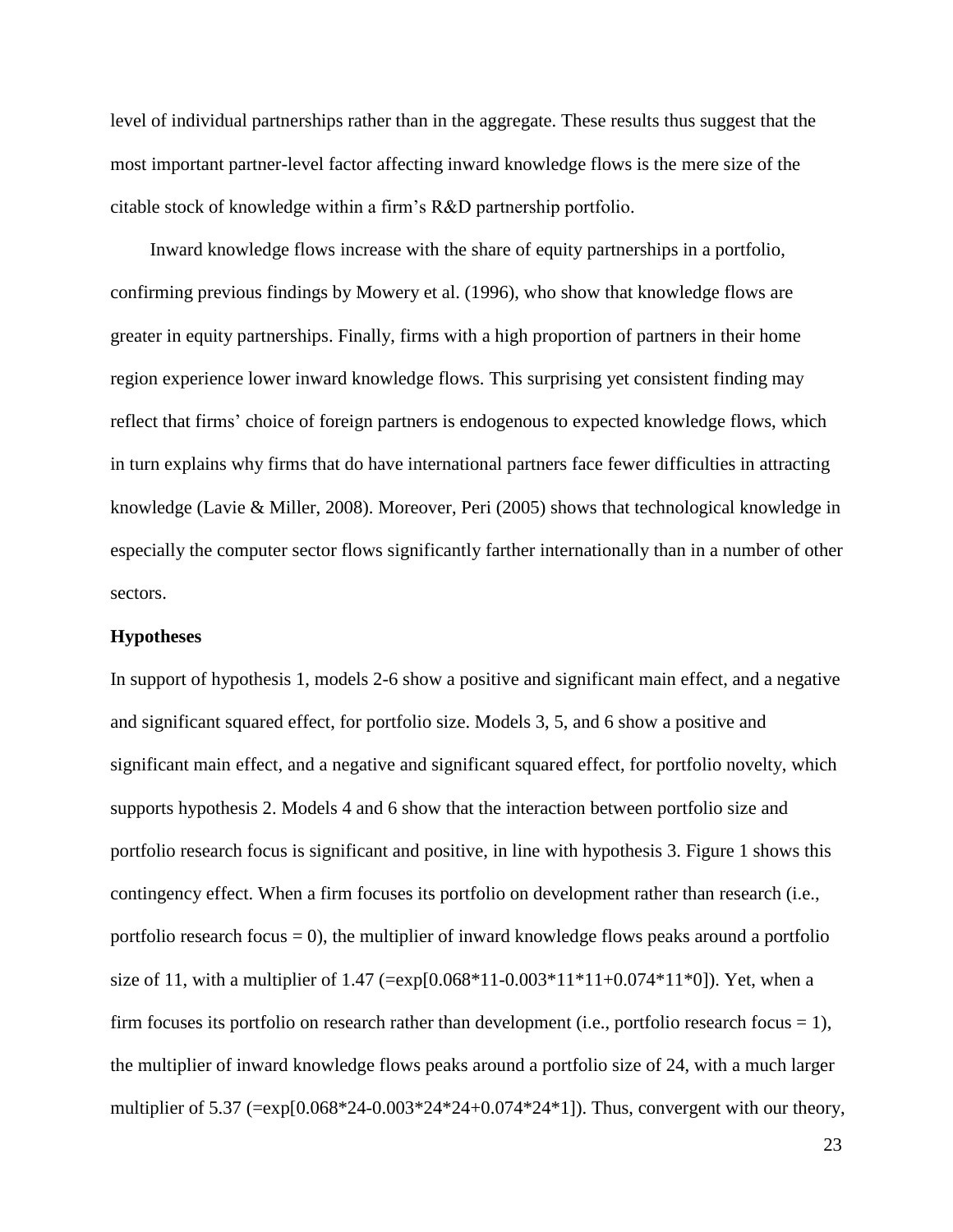level of individual partnerships rather than in the aggregate. These results thus suggest that the most important partner-level factor affecting inward knowledge flows is the mere size of the citable stock of knowledge within a firm's R&D partnership portfolio.

Inward knowledge flows increase with the share of equity partnerships in a portfolio, confirming previous findings by Mowery et al. (1996), who show that knowledge flows are greater in equity partnerships. Finally, firms with a high proportion of partners in their home region experience lower inward knowledge flows. This surprising yet consistent finding may reflect that firms' choice of foreign partners is endogenous to expected knowledge flows, which in turn explains why firms that do have international partners face fewer difficulties in attracting knowledge (Lavie & Miller, 2008). Moreover, Peri (2005) shows that technological knowledge in especially the computer sector flows significantly farther internationally than in a number of other sectors.

**Hypotheses**

In support of hypothesis 1, models 2-6 show a positive and significant main effect, and a negative and significant squared effect, for portfolio size. Models 3, 5, and 6 show a positive and significant main effect, and a negative and significant squared effect, for portfolio novelty, which supports hypothesis 2. Models 4 and 6 show that the interaction between portfolio size and portfolio research focus is significant and positive, in line with hypothesis 3. Figure 1 shows this contingency effect. When a firm focuses its portfolio on development rather than research (i.e., portfolio research focus = 0), the multiplier of inward knowledge flows peaks around a portfolio size of 11, with a multiplier of 1.47 (=exp[0.068*11-0.003*11*11+0.074*11*0]). Yet, when a firm focuses its portfolio on research rather than development (i.e., portfolio research focus = 1), the multiplier of inward knowledge flows peaks around a portfolio size of 24, with a much larger multiplier of 5.37 (=exp[0.068*24-0.003*24*24+0.074*24*1]). Thus, convergent with our theory,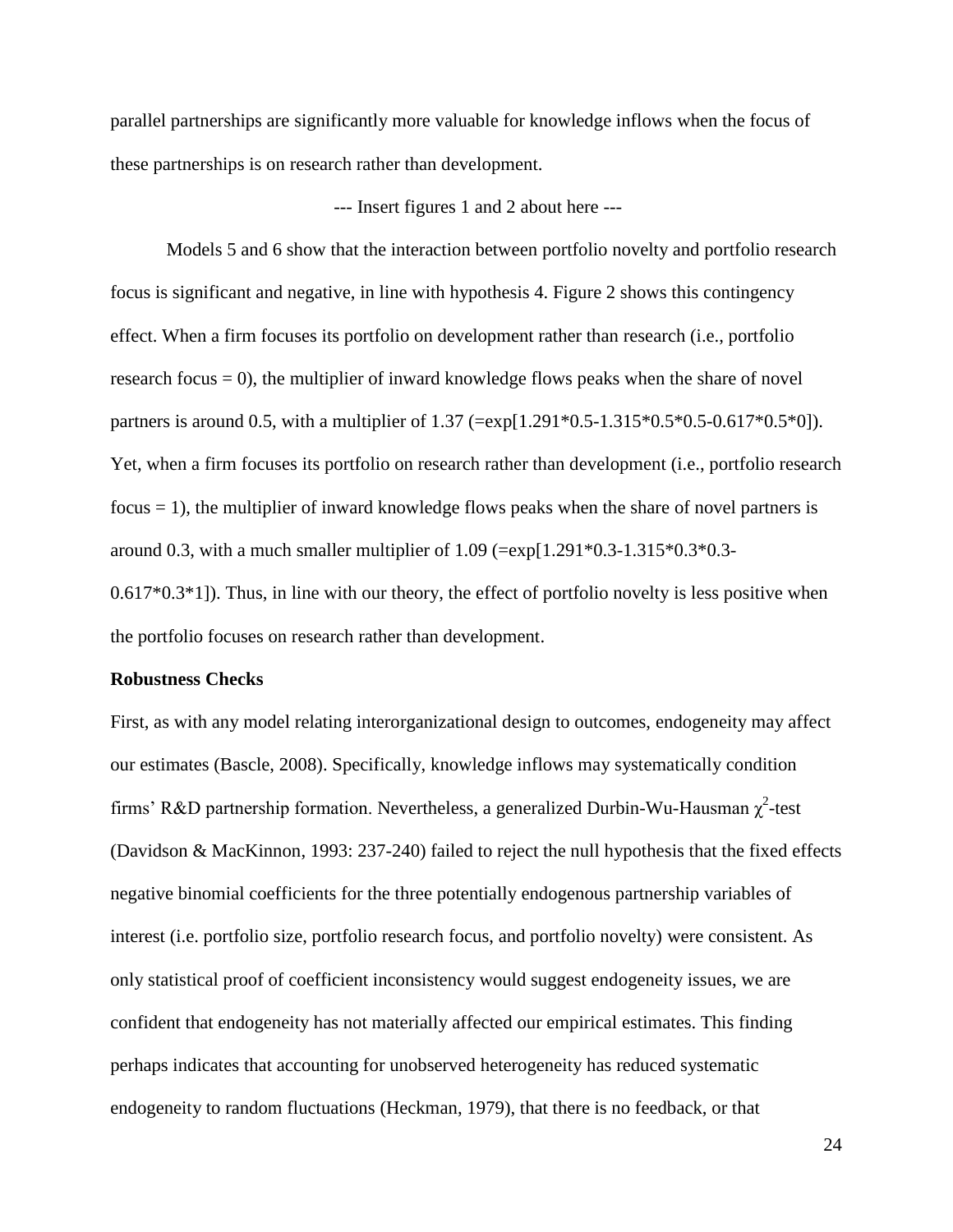parallel partnerships are significantly more valuable for knowledge inflows when the focus of these partnerships is on research rather than development.

--- Insert figures 1 and 2 about here ---

Models 5 and 6 show that the interaction between portfolio novelty and portfolio research focus is significant and negative, in line with hypothesis 4. Figure 2 shows this contingency effect. When a firm focuses its portfolio on development rather than research (i.e., portfolio research focus = 0), the multiplier of inward knowledge flows peaks when the share of novel partners is around 0.5, with a multiplier of 1.37 (=exp[1.291*0.5-1.315*0.5*0.5-0.617*0.5*0]). Yet, when a firm focuses its portfolio on research rather than development (i.e., portfolio research focus = 1), the multiplier of inward knowledge flows peaks when the share of novel partners is around 0.3, with a much smaller multiplier of 1.09 (=exp[1.291*0.3-1.315*0.3*0.3-0.617*0.3*1]). Thus, in line with our theory, the effect of portfolio novelty is less positive when the portfolio focuses on research rather than development.

**Robustness Checks**

First, as with any model relating interorganizational design to outcomes, endogeneity may affect our estimates (Bascle, 2008). Specifically, knowledge inflows may systematically condition firms' R&D partnership formation. Nevertheless, a generalized Durbin-Wu-Hausman $\chi^2$-test (Davidson & MacKinnon, 1993: 237-240) failed to reject the null hypothesis that the fixed effects negative binomial coefficients for the three potentially endogenous partnership variables of interest (i.e. portfolio size, portfolio research focus, and portfolio novelty) were consistent. As only statistical proof of coefficient inconsistency would suggest endogeneity issues, we are confident that endogeneity has not materially affected our empirical estimates. This finding perhaps indicates that accounting for unobserved heterogeneity has reduced systematic endogeneity to random fluctuations (Heckman, 1979), that there is no feedback, or that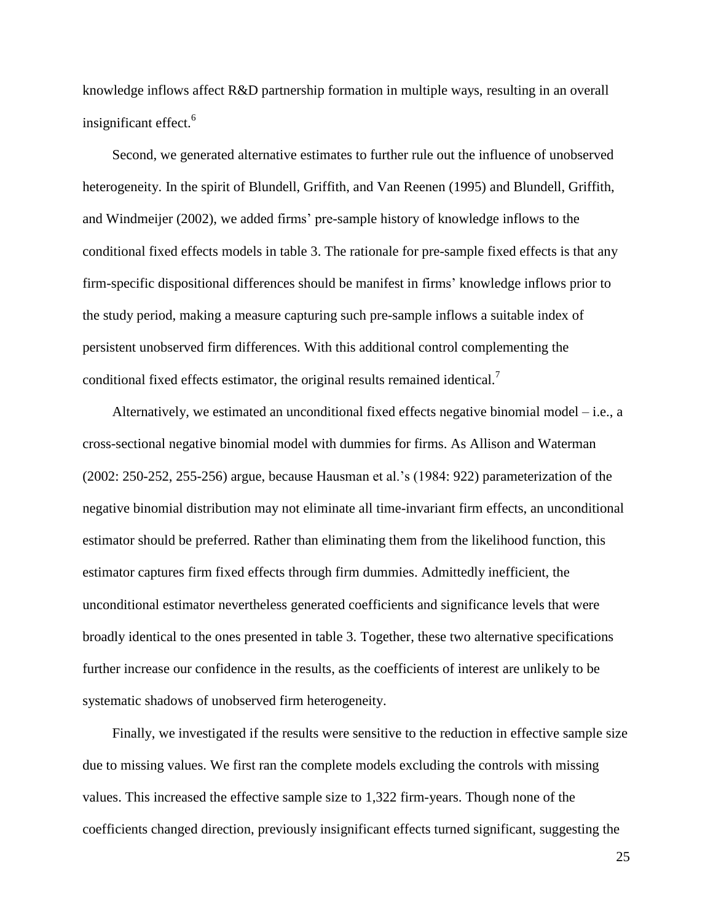knowledge inflows affect R&D partnership formation in multiple ways, resulting in an overall insignificant effect.[6]

Second, we generated alternative estimates to further rule out the influence of unobserved heterogeneity. In the spirit of Blundell, Griffith, and Van Reenen (1995) and Blundell, Griffith, and Windmeijer (2002), we added firms' pre-sample history of knowledge inflows to the conditional fixed effects models in table 3. The rationale for pre-sample fixed effects is that any firm-specific dispositional differences should be manifest in firms' knowledge inflows prior to the study period, making a measure capturing such pre-sample inflows a suitable index of persistent unobserved firm differences. With this additional control complementing the conditional fixed effects estimator, the original results remained identical.[7]

Alternatively, we estimated an unconditional fixed effects negative binomial model – i.e., a cross-sectional negative binomial model with dummies for firms. As Allison and Waterman (2002: 250-252, 255-256) argue, because Hausman et al.'s (1984: 922) parameterization of the negative binomial distribution may not eliminate all time-invariant firm effects, an unconditional estimator should be preferred. Rather than eliminating them from the likelihood function, this estimator captures firm fixed effects through firm dummies. Admittedly inefficient, the unconditional estimator nevertheless generated coefficients and significance levels that were broadly identical to the ones presented in table 3. Together, these two alternative specifications further increase our confidence in the results, as the coefficients of interest are unlikely to be systematic shadows of unobserved firm heterogeneity.

Finally, we investigated if the results were sensitive to the reduction in effective sample size due to missing values. We first ran the complete models excluding the controls with missing values. This increased the effective sample size to 1,322 firm-years. Though none of the coefficients changed direction, previously insignificant effects turned significant, suggesting the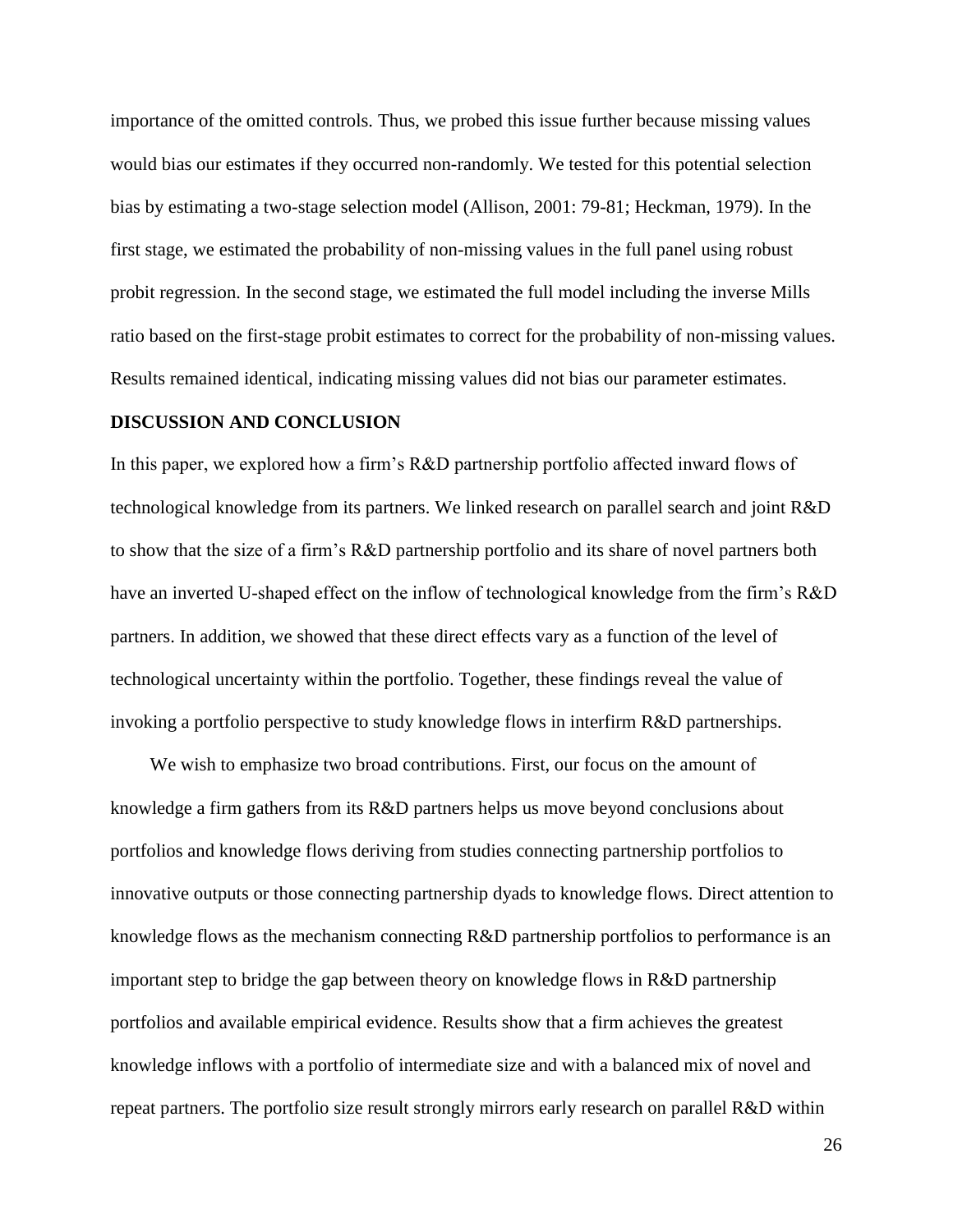importance of the omitted controls. Thus, we probed this issue further because missing values would bias our estimates if they occurred non-randomly. We tested for this potential selection bias by estimating a two-stage selection model (Allison, 2001: 79-81; Heckman, 1979). In the first stage, we estimated the probability of non-missing values in the full panel using robust probit regression. In the second stage, we estimated the full model including the inverse Mills ratio based on the first-stage probit estimates to correct for the probability of non-missing values. Results remained identical, indicating missing values did not bias our parameter estimates.

## DISCUSSION AND CONCLUSION

In this paper, we explored how a firm's R&D partnership portfolio affected inward flows of technological knowledge from its partners. We linked research on parallel search and joint R&D to show that the size of a firm's R&D partnership portfolio and its share of novel partners both have an inverted U-shaped effect on the inflow of technological knowledge from the firm's R&D partners. In addition, we showed that these direct effects vary as a function of the level of technological uncertainty within the portfolio. Together, these findings reveal the value of invoking a portfolio perspective to study knowledge flows in interfirm R&D partnerships.

We wish to emphasize two broad contributions. First, our focus on the amount of knowledge a firm gathers from its R&D partners helps us move beyond conclusions about portfolios and knowledge flows deriving from studies connecting partnership portfolios to innovative outputs or those connecting partnership dyads to knowledge flows. Direct attention to knowledge flows as the mechanism connecting R&D partnership portfolios to performance is an important step to bridge the gap between theory on knowledge flows in R&D partnership portfolios and available empirical evidence. Results show that a firm achieves the greatest knowledge inflows with a portfolio of intermediate size and with a balanced mix of novel and repeat partners. The portfolio size result strongly mirrors early research on parallel R&D within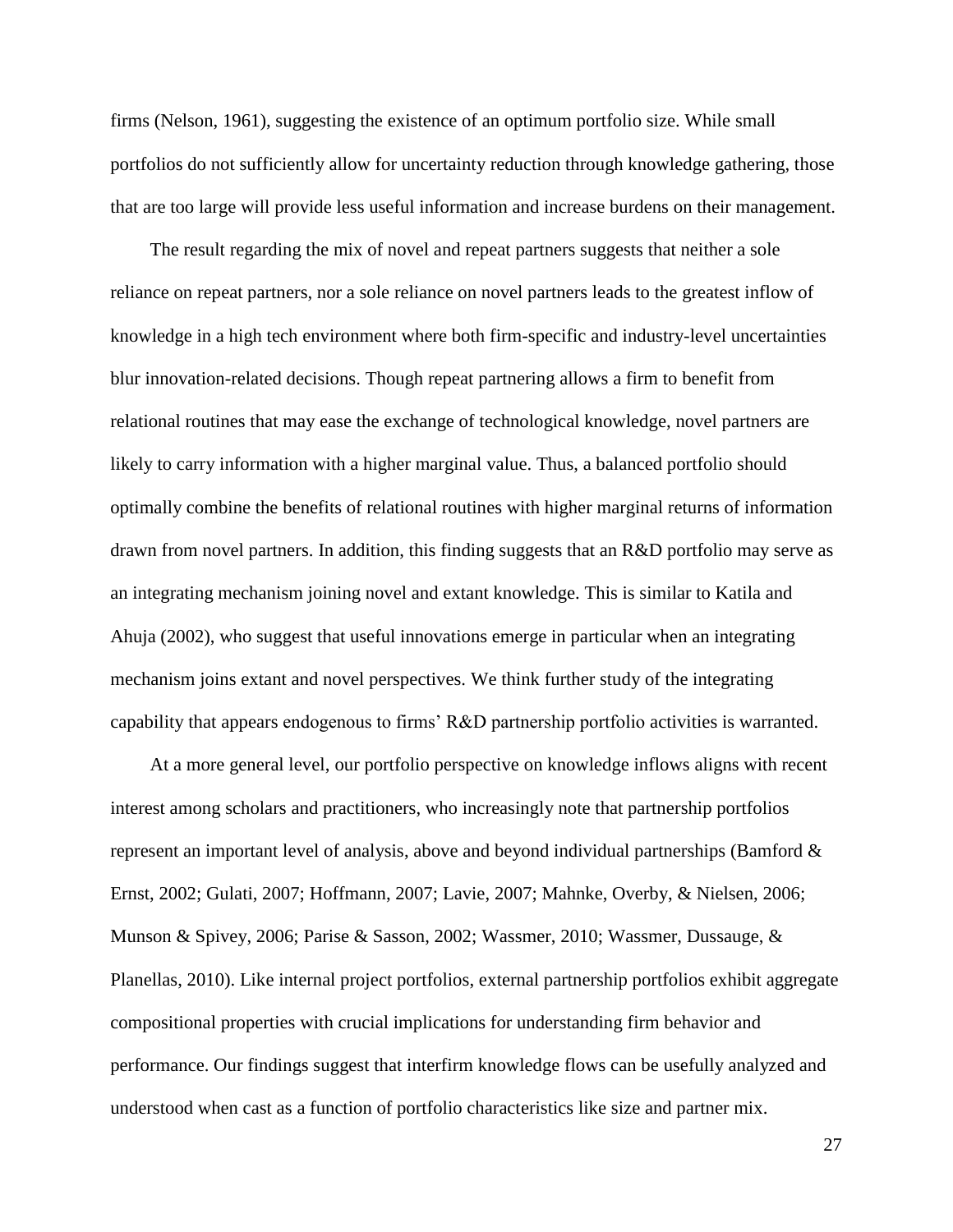firms (Nelson, 1961), suggesting the existence of an optimum portfolio size. While small portfolios do not sufficiently allow for uncertainty reduction through knowledge gathering, those that are too large will provide less useful information and increase burdens on their management.

The result regarding the mix of novel and repeat partners suggests that neither a sole reliance on repeat partners, nor a sole reliance on novel partners leads to the greatest inflow of knowledge in a high tech environment where both firm-specific and industry-level uncertainties blur innovation-related decisions. Though repeat partnering allows a firm to benefit from relational routines that may ease the exchange of technological knowledge, novel partners are likely to carry information with a higher marginal value. Thus, a balanced portfolio should optimally combine the benefits of relational routines with higher marginal returns of information drawn from novel partners. In addition, this finding suggests that an R&D portfolio may serve as an integrating mechanism joining novel and extant knowledge. This is similar to Katila and Ahuja (2002), who suggest that useful innovations emerge in particular when an integrating mechanism joins extant and novel perspectives. We think further study of the integrating capability that appears endogenous to firms' R&D partnership portfolio activities is warranted.

At a more general level, our portfolio perspective on knowledge inflows aligns with recent interest among scholars and practitioners, who increasingly note that partnership portfolios represent an important level of analysis, above and beyond individual partnerships (Bamford & Ernst, 2002; Gulati, 2007; Hoffmann, 2007; Lavie, 2007; Mahnke, Overby, & Nielsen, 2006; Munson & Spivey, 2006; Parise & Sasson, 2002; Wassmer, 2010; Wassmer, Dussauge, & Planellas, 2010). Like internal project portfolios, external partnership portfolios exhibit aggregate compositional properties with crucial implications for understanding firm behavior and performance. Our findings suggest that interfirm knowledge flows can be usefully analyzed and understood when cast as a function of portfolio characteristics like size and partner mix.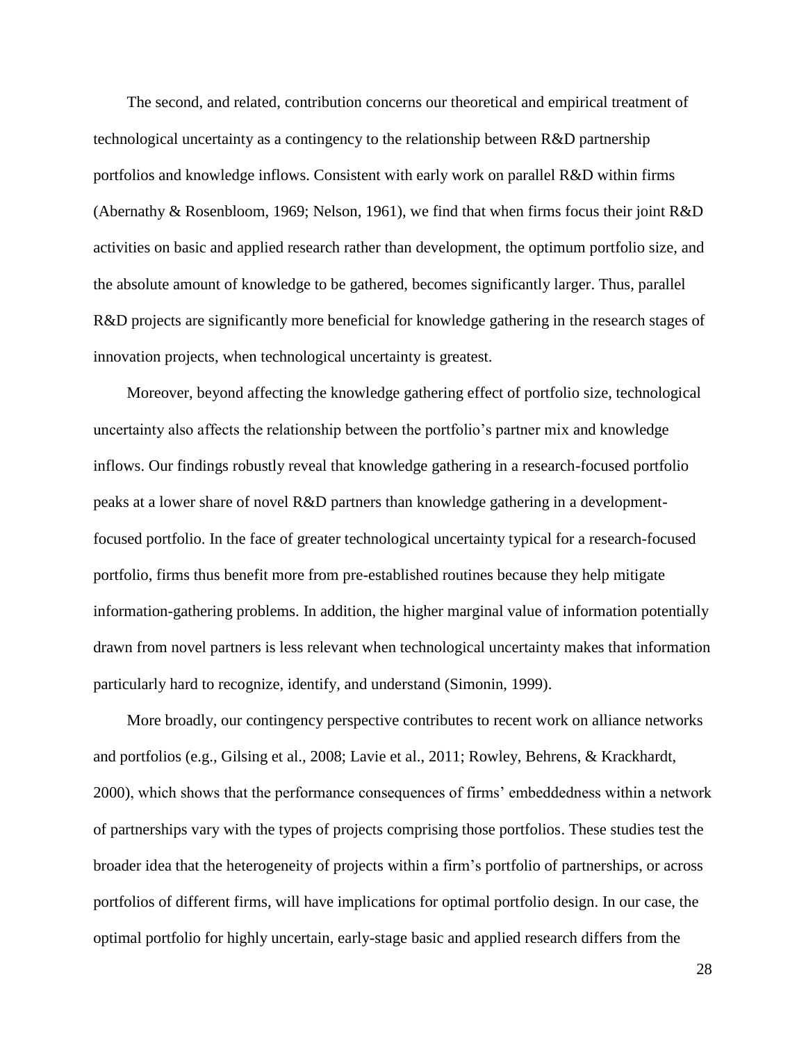The second, and related, contribution concerns our theoretical and empirical treatment of technological uncertainty as a contingency to the relationship between R&D partnership portfolios and knowledge inflows. Consistent with early work on parallel R&D within firms (Abernathy & Rosenbloom, 1969; Nelson, 1961), we find that when firms focus their joint R&D activities on basic and applied research rather than development, the optimum portfolio size, and the absolute amount of knowledge to be gathered, becomes significantly larger. Thus, parallel R&D projects are significantly more beneficial for knowledge gathering in the research stages of innovation projects, when technological uncertainty is greatest.

Moreover, beyond affecting the knowledge gathering effect of portfolio size, technological uncertainty also affects the relationship between the portfolio's partner mix and knowledge inflows. Our findings robustly reveal that knowledge gathering in a research-focused portfolio peaks at a lower share of novel R&D partners than knowledge gathering in a development-focused portfolio. In the face of greater technological uncertainty typical for a research-focused portfolio, firms thus benefit more from pre-established routines because they help mitigate information-gathering problems. In addition, the higher marginal value of information potentially drawn from novel partners is less relevant when technological uncertainty makes that information particularly hard to recognize, identify, and understand (Simonin, 1999).

More broadly, our contingency perspective contributes to recent work on alliance networks and portfolios (e.g., Gilsing et al., 2008; Lavie et al., 2011; Rowley, Behrens, & Krackhardt, 2000), which shows that the performance consequences of firms' embeddedness within a network of partnerships vary with the types of projects comprising those portfolios. These studies test the broader idea that the heterogeneity of projects within a firm's portfolio of partnerships, or across portfolios of different firms, will have implications for optimal portfolio design. In our case, the optimal portfolio for highly uncertain, early-stage basic and applied research differs from the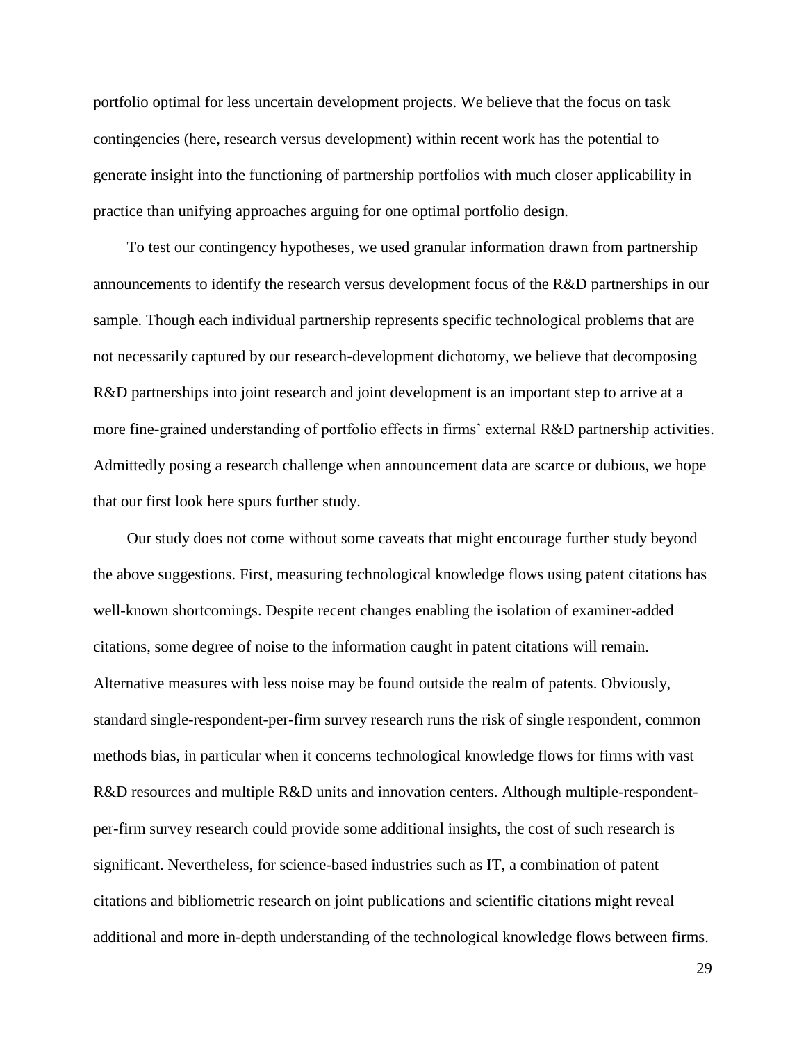portfolio optimal for less uncertain development projects. We believe that the focus on task contingencies (here, research versus development) within recent work has the potential to generate insight into the functioning of partnership portfolios with much closer applicability in practice than unifying approaches arguing for one optimal portfolio design.

To test our contingency hypotheses, we used granular information drawn from partnership announcements to identify the research versus development focus of the R&D partnerships in our sample. Though each individual partnership represents specific technological problems that are not necessarily captured by our research-development dichotomy, we believe that decomposing R&D partnerships into joint research and joint development is an important step to arrive at a more fine-grained understanding of portfolio effects in firms' external R&D partnership activities. Admittedly posing a research challenge when announcement data are scarce or dubious, we hope that our first look here spurs further study.

Our study does not come without some caveats that might encourage further study beyond the above suggestions. First, measuring technological knowledge flows using patent citations has well-known shortcomings. Despite recent changes enabling the isolation of examiner-added citations, some degree of noise to the information caught in patent citations will remain. Alternative measures with less noise may be found outside the realm of patents. Obviously, standard single-respondent-per-firm survey research runs the risk of single respondent, common methods bias, in particular when it concerns technological knowledge flows for firms with vast R&D resources and multiple R&D units and innovation centers. Although multiple-respondent-per-firm survey research could provide some additional insights, the cost of such research is significant. Nevertheless, for science-based industries such as IT, a combination of patent citations and bibliometric research on joint publications and scientific citations might reveal additional and more in-depth understanding of the technological knowledge flows between firms.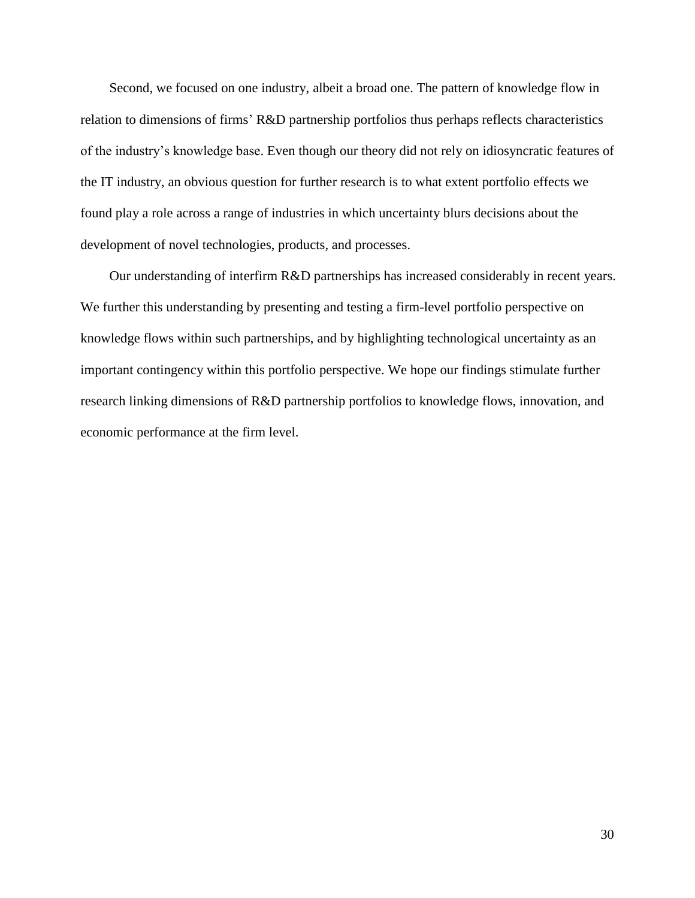Second, we focused on one industry, albeit a broad one. The pattern of knowledge flow in relation to dimensions of firms' R&D partnership portfolios thus perhaps reflects characteristics of the industry's knowledge base. Even though our theory did not rely on idiosyncratic features of the IT industry, an obvious question for further research is to what extent portfolio effects we found play a role across a range of industries in which uncertainty blurs decisions about the development of novel technologies, products, and processes.

Our understanding of interfirm R&D partnerships has increased considerably in recent years. We further this understanding by presenting and testing a firm-level portfolio perspective on knowledge flows within such partnerships, and by highlighting technological uncertainty as an important contingency within this portfolio perspective. We hope our findings stimulate further research linking dimensions of R&D partnership portfolios to knowledge flows, innovation, and economic performance at the firm level.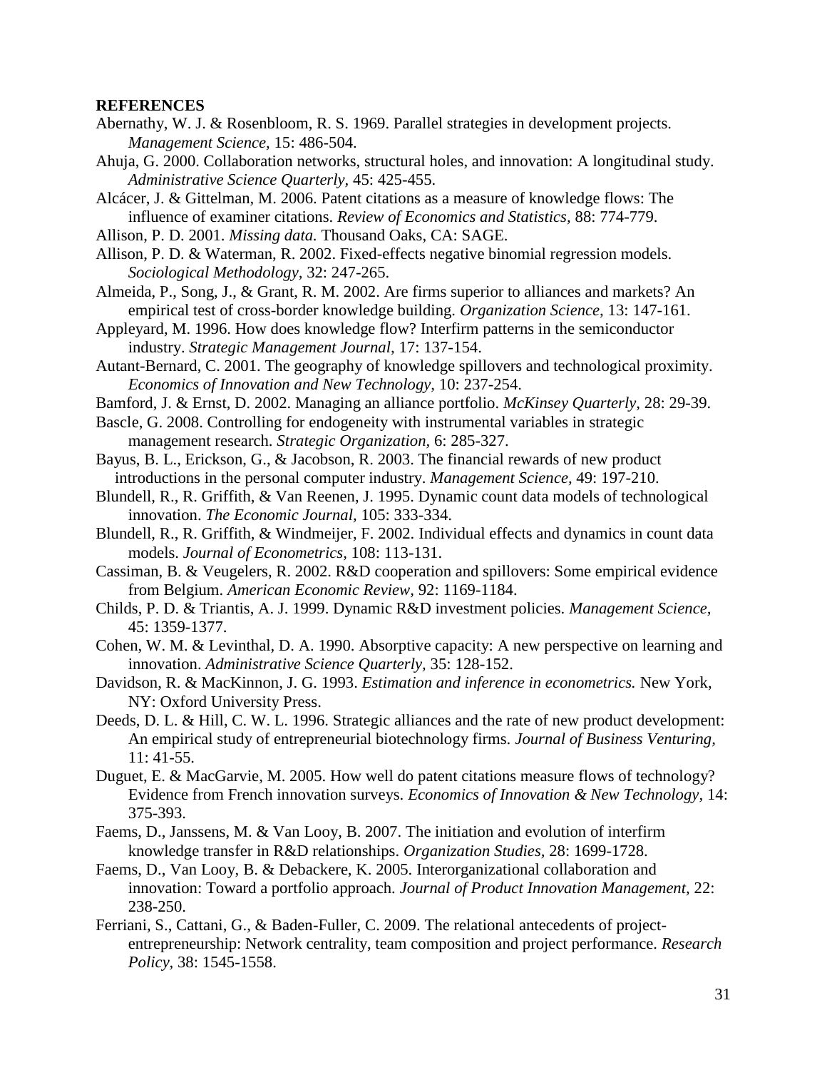**REFERENCES**

Abernathy, W. J. & Rosenbloom, R. S. 1969. Parallel strategies in development projects. *Management Science,* 15: 486-504.

Ahuja, G. 2000. Collaboration networks, structural holes, and innovation: A longitudinal study. *Administrative Science Quarterly,* 45: 425-455.

Alcácer, J. & Gittelman, M. 2006. Patent citations as a measure of knowledge flows: The influence of examiner citations. *Review of Economics and Statistics,* 88: 774-779.

Allison, P. D. 2001. *Missing data.* Thousand Oaks, CA: SAGE.

Allison, P. D. & Waterman, R. 2002. Fixed-effects negative binomial regression models. *Sociological Methodology,* 32: 247-265.

Almeida, P., Song, J., & Grant, R. M. 2002. Are firms superior to alliances and markets? An empirical test of cross-border knowledge building. *Organization Science,* 13: 147-161.

Appleyard, M. 1996. How does knowledge flow? Interfirm patterns in the semiconductor industry. *Strategic Management Journal,* 17: 137-154.

Autant-Bernard, C. 2001. The geography of knowledge spillovers and technological proximity. *Economics of Innovation and New Technology,* 10: 237-254.

Bamford, J. & Ernst, D. 2002. Managing an alliance portfolio. *McKinsey Quarterly,* 28: 29-39.

Bascle, G. 2008. Controlling for endogeneity with instrumental variables in strategic management research. *Strategic Organization,* 6: 285-327.

Bayus, B. L., Erickson, G., & Jacobson, R. 2003. The financial rewards of new product introductions in the personal computer industry. *Management Science,* 49: 197-210.

Blundell, R., R. Griffith, & Van Reenen, J. 1995. Dynamic count data models of technological innovation. *The Economic Journal,* 105: 333-334.

Blundell, R., R. Griffith, & Windmeijer, F. 2002. Individual effects and dynamics in count data models. *Journal of Econometrics,* 108: 113-131.

Cassiman, B. & Veugelers, R. 2002. R&D cooperation and spillovers: Some empirical evidence from Belgium. *American Economic Review,* 92: 1169-1184.

Childs, P. D. & Triantis, A. J. 1999. Dynamic R&D investment policies. *Management Science,* 45: 1359-1377.

Cohen, W. M. & Levinthal, D. A. 1990. Absorptive capacity: A new perspective on learning and innovation. *Administrative Science Quarterly,* 35: 128-152.

Davidson, R. & MacKinnon, J. G. 1993. *Estimation and inference in econometrics.* New York, NY: Oxford University Press.

Deeds, D. L. & Hill, C. W. L. 1996. Strategic alliances and the rate of new product development: An empirical study of entrepreneurial biotechnology firms. *Journal of Business Venturing,* 11: 41-55.

Duguet, E. & MacGarvie, M. 2005. How well do patent citations measure flows of technology? Evidence from French innovation surveys. *Economics of Innovation & New Technology,* 14: 375-393.

Faems, D., Janssens, M. & Van Looy, B. 2007. The initiation and evolution of interfirm knowledge transfer in R&D relationships. *Organization Studies,* 28: 1699-1728.

Faems, D., Van Looy, B. & Debackere, K. 2005. Interorganizational collaboration and innovation: Toward a portfolio approach. *Journal of Product Innovation Management,* 22: 238-250.

Ferriani, S., Cattani, G., & Baden-Fuller, C. 2009. The relational antecedents of project-entrepreneurship: Network centrality, team composition and project performance. *Research Policy,* 38: 1545-1558.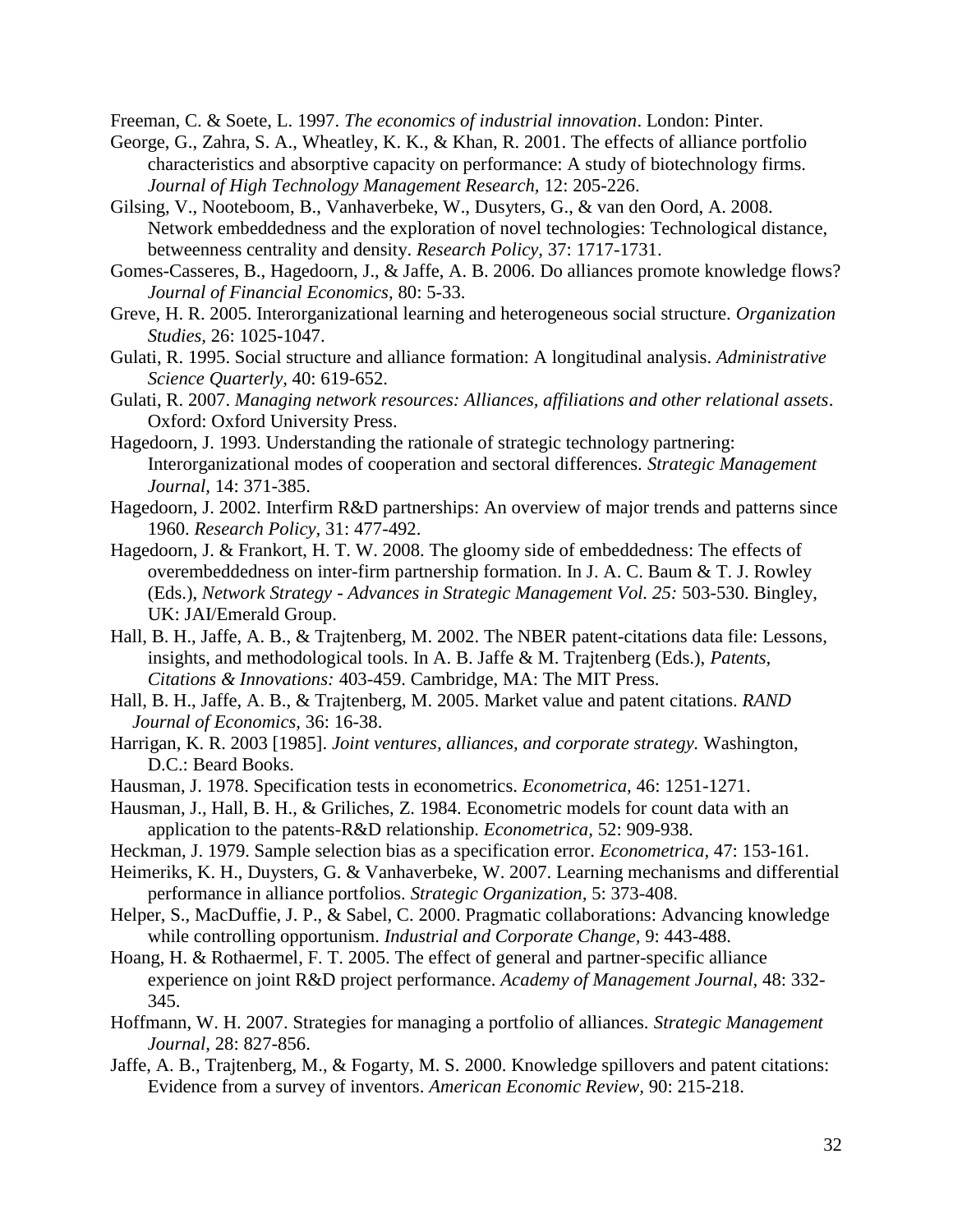Freeman, C. & Soete, L. 1997. *The economics of industrial innovation*. London: Pinter.

George, G., Zahra, S. A., Wheatley, K. K., & Khan, R. 2001. The effects of alliance portfolio characteristics and absorptive capacity on performance: A study of biotechnology firms. *Journal of High Technology Management Research*, 12: 205-226.

Gilsing, V., Nooteboom, B., Vanhaverbeke, W., Dusyters, G., & van den Oord, A. 2008. Network embeddedness and the exploration of novel technologies: Technological distance, betweenness centrality and density. *Research Policy*, 37: 1717-1731.

Gomes-Casseres, B., Hagedoorn, J., & Jaffe, A. B. 2006. Do alliances promote knowledge flows? *Journal of Financial Economics*, 80: 5-33.

Greve, H. R. 2005. Interorganizational learning and heterogeneous social structure. *Organization Studies*, 26: 1025-1047.

Gulati, R. 1995. Social structure and alliance formation: A longitudinal analysis. *Administrative Science Quarterly*, 40: 619-652.

Gulati, R. 2007. *Managing network resources: Alliances, affiliations and other relational assets*. Oxford: Oxford University Press.

Hagedoorn, J. 1993. Understanding the rationale of strategic technology partnering: Interorganizational modes of cooperation and sectoral differences. *Strategic Management Journal*, 14: 371-385.

Hagedoorn, J. 2002. Interfirm R&D partnerships: An overview of major trends and patterns since 1960. *Research Policy*, 31: 477-492.

Hagedoorn, J. & Frankort, H. T. W. 2008. The gloomy side of embeddedness: The effects of overembeddedness on inter-firm partnership formation. In J. A. C. Baum & T. J. Rowley (Eds.), *Network Strategy - Advances in Strategic Management Vol. 25:* 503-530. Bingley, UK: JAI/Emerald Group.

Hall, B. H., Jaffe, A. B., & Trajtenberg, M. 2002. The NBER patent-citations data file: Lessons, insights, and methodological tools. In A. B. Jaffe & M. Trajtenberg (Eds.), *Patents, Citations & Innovations:* 403-459. Cambridge, MA: The MIT Press.

Hall, B. H., Jaffe, A. B., & Trajtenberg, M. 2005. Market value and patent citations. *RAND Journal of Economics*, 36: 16-38.

Harrigan, K. R. 2003 [1985]. *Joint ventures, alliances, and corporate strategy.* Washington, D.C.: Beard Books.

Hausman, J. 1978. Specification tests in econometrics. *Econometrica*, 46: 1251-1271.

Hausman, J., Hall, B. H., & Griliches, Z. 1984. Econometric models for count data with an application to the patents-R&D relationship. *Econometrica*, 52: 909-938.

Heckman, J. 1979. Sample selection bias as a specification error. *Econometrica*, 47: 153-161.

Heimeriks, K. H., Duysters, G. & Vanhaverbeke, W. 2007. Learning mechanisms and differential performance in alliance portfolios. *Strategic Organization*, 5: 373-408.

Helper, S., MacDuffie, J. P., & Sabel, C. 2000. Pragmatic collaborations: Advancing knowledge while controlling opportunism. *Industrial and Corporate Change*, 9: 443-488.

Hoang, H. & Rothaermel, F. T. 2005. The effect of general and partner-specific alliance experience on joint R&D project performance. *Academy of Management Journal*, 48: 332-345.

Hoffmann, W. H. 2007. Strategies for managing a portfolio of alliances. *Strategic Management Journal*, 28: 827-856.

Jaffe, A. B., Trajtenberg, M., & Fogarty, M. S. 2000. Knowledge spillovers and patent citations: Evidence from a survey of inventors. *American Economic Review*, 90: 215-218.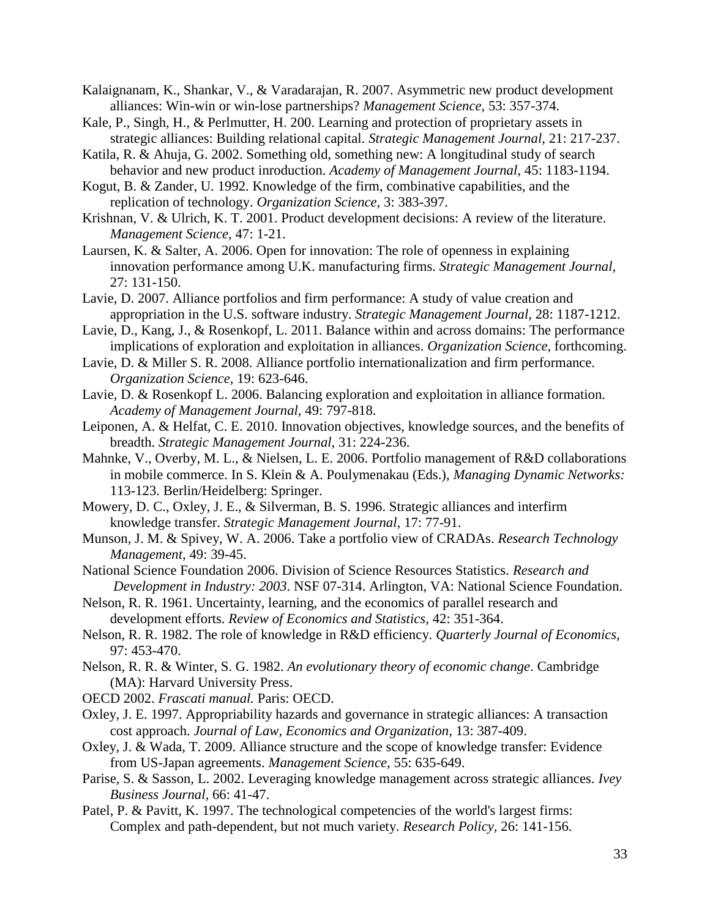Kalaignanam, K., Shankar, V., & Varadarajan, R. 2007. Asymmetric new product development alliances: Win-win or win-lose partnerships? *Management Science*, 53: 357-374.

Kale, P., Singh, H., & Perlmutter, H. 200. Learning and protection of proprietary assets in strategic alliances: Building relational capital. *Strategic Management Journal,* 21: 217-237.

Katila, R. & Ahuja, G. 2002. Something old, something new: A longitudinal study of search behavior and new product inroduction. *Academy of Management Journal,* 45: 1183-1194.

Kogut, B. & Zander, U. 1992. Knowledge of the firm, combinative capabilities, and the replication of technology. *Organization Science,* 3: 383-397.

Krishnan, V. & Ulrich, K. T. 2001. Product development decisions: A review of the literature. *Management Science,* 47: 1-21.

Laursen, K. & Salter, A. 2006. Open for innovation: The role of openness in explaining innovation performance among U.K. manufacturing firms. *Strategic Management Journal,* 27: 131-150.

Lavie, D. 2007. Alliance portfolios and firm performance: A study of value creation and appropriation in the U.S. software industry. *Strategic Management Journal*, 28: 1187-1212.

Lavie, D., Kang, J., & Rosenkopf, L. 2011. Balance within and across domains: The performance implications of exploration and exploitation in alliances. *Organization Science,* forthcoming.

Lavie, D. & Miller S. R. 2008. Alliance portfolio internationalization and firm performance. *Organization Science*, 19: 623-646.

Lavie, D. & Rosenkopf L. 2006. Balancing exploration and exploitation in alliance formation. *Academy of Management Journal,* 49: 797-818.

Leiponen, A. & Helfat, C. E. 2010. Innovation objectives, knowledge sources, and the benefits of breadth. *Strategic Management Journal*, 31: 224-236.

Mahnke, V., Overby, M. L., & Nielsen, L. E. 2006. Portfolio management of R&D collaborations in mobile commerce. In S. Klein & A. Poulymenakau (Eds.), *Managing Dynamic Networks:* 113-123. Berlin/Heidelberg: Springer.

Mowery, D. C., Oxley, J. E., & Silverman, B. S. 1996. Strategic alliances and interfirm knowledge transfer. *Strategic Management Journal,* 17: 77-91.

Munson, J. M. & Spivey, W. A. 2006. Take a portfolio view of CRADAs. *Research Technology Management,* 49: 39-45.

National Science Foundation 2006. Division of Science Resources Statistics. *Research and Development in Industry: 2003*. NSF 07-314. Arlington, VA: National Science Foundation.

Nelson, R. R. 1961. Uncertainty, learning, and the economics of parallel research and development efforts. *Review of Economics and Statistics*, 42: 351-364.

Nelson, R. R. 1982. The role of knowledge in R&D efficiency. *Quarterly Journal of Economics,* 97: 453-470.

Nelson, R. R. & Winter, S. G. 1982. *An evolutionary theory of economic change*. Cambridge (MA): Harvard University Press.

OECD 2002. *Frascati manual.* Paris: OECD.

Oxley, J. E. 1997. Appropriability hazards and governance in strategic alliances: A transaction cost approach. *Journal of Law, Economics and Organization,* 13: 387-409.

Oxley, J. & Wada, T. 2009. Alliance structure and the scope of knowledge transfer: Evidence from US-Japan agreements. *Management Science,* 55: 635-649.

Parise, S. & Sasson, L. 2002. Leveraging knowledge management across strategic alliances. *Ivey Business Journal*, 66: 41-47.

Patel, P. & Pavitt, K. 1997. The technological competencies of the world's largest firms: Complex and path-dependent, but not much variety. *Research Policy,* 26: 141-156.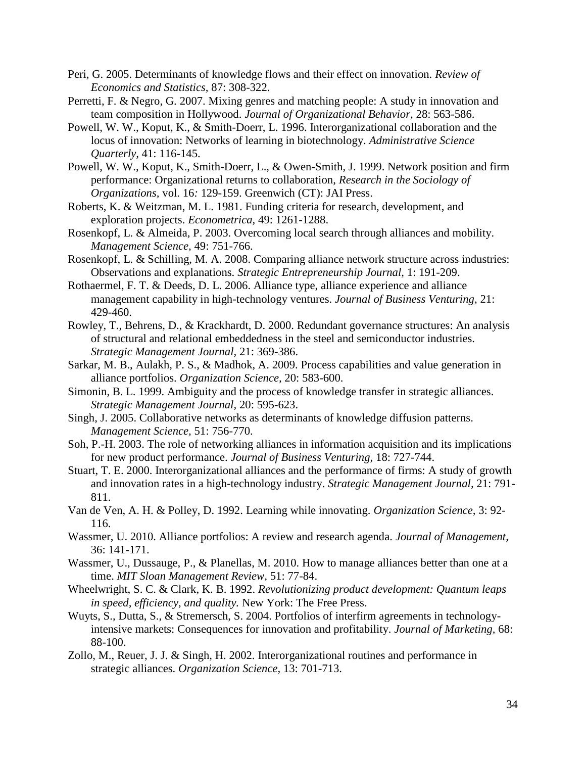Peri, G. 2005. Determinants of knowledge flows and their effect on innovation. *Review of Economics and Statistics*, 87: 308-322.

Perretti, F. & Negro, G. 2007. Mixing genres and matching people: A study in innovation and team composition in Hollywood. *Journal of Organizational Behavior*, 28: 563-586.

Powell, W. W., Koput, K., & Smith-Doerr, L. 1996. Interorganizational collaboration and the locus of innovation: Networks of learning in biotechnology. *Administrative Science Quarterly*, 41: 116-145.

Powell, W. W., Koput, K., Smith-Doerr, L., & Owen-Smith, J. 1999. Network position and firm performance: Organizational returns to collaboration, *Research in the Sociology of Organizations*, vol. 16*:* 129-159. Greenwich (CT): JAI Press.

Roberts, K. & Weitzman, M. L. 1981. Funding criteria for research, development, and exploration projects. *Econometrica,* 49: 1261-1288.

Rosenkopf, L. & Almeida, P. 2003. Overcoming local search through alliances and mobility. *Management Science*, 49: 751-766.

Rosenkopf, L. & Schilling, M. A. 2008. Comparing alliance network structure across industries: Observations and explanations. *Strategic Entrepreneurship Journal*, 1: 191-209.

Rothaermel, F. T. & Deeds, D. L. 2006. Alliance type, alliance experience and alliance management capability in high-technology ventures. *Journal of Business Venturing*, 21: 429-460.

Rowley, T., Behrens, D., & Krackhardt, D. 2000. Redundant governance structures: An analysis of structural and relational embeddedness in the steel and semiconductor industries. *Strategic Management Journal*, 21: 369-386.

Sarkar, M. B., Aulakh, P. S., & Madhok, A. 2009. Process capabilities and value generation in alliance portfolios. *Organization Science,* 20: 583-600.

Simonin, B. L. 1999. Ambiguity and the process of knowledge transfer in strategic alliances. *Strategic Management Journal*, 20: 595-623.

Singh, J. 2005. Collaborative networks as determinants of knowledge diffusion patterns. *Management Science,* 51: 756-770.

Soh, P.-H. 2003. The role of networking alliances in information acquisition and its implications for new product performance. *Journal of Business Venturing,* 18: 727-744.

Stuart, T. E. 2000. Interorganizational alliances and the performance of firms: A study of growth and innovation rates in a high-technology industry. *Strategic Management Journal,* 21: 791-811.

Van de Ven, A. H. & Polley, D. 1992. Learning while innovating. *Organization Science,* 3: 92-116.

Wassmer, U. 2010. Alliance portfolios: A review and research agenda. *Journal of Management,* 36: 141-171.

Wassmer, U., Dussauge, P., & Planellas, M. 2010. How to manage alliances better than one at a time. *MIT Sloan Management Review,* 51: 77-84.

Wheelwright, S. C. & Clark, K. B. 1992. *Revolutionizing product development: Quantum leaps in speed, efficiency, and quality.* New York: The Free Press.

Wuyts, S., Dutta, S., & Stremersch, S. 2004. Portfolios of interfirm agreements in technology-intensive markets: Consequences for innovation and profitability. *Journal of Marketing,* 68: 88-100.

Zollo, M., Reuer, J. J. & Singh, H. 2002. Interorganizational routines and performance in strategic alliances. *Organization Science,* 13: 701-713.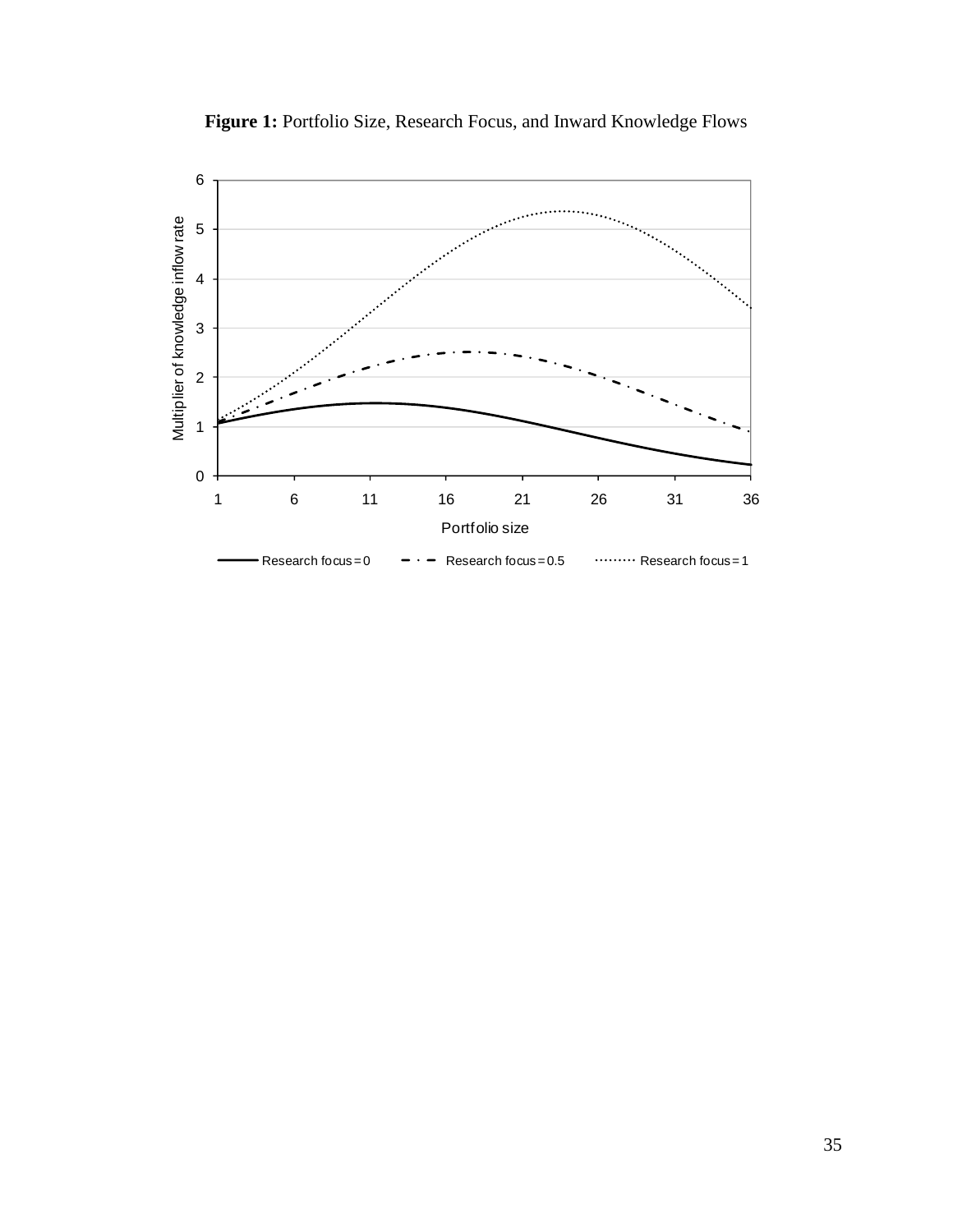**Figure 1:** Portfolio Size, Research Focus, and Inward Knowledge Flows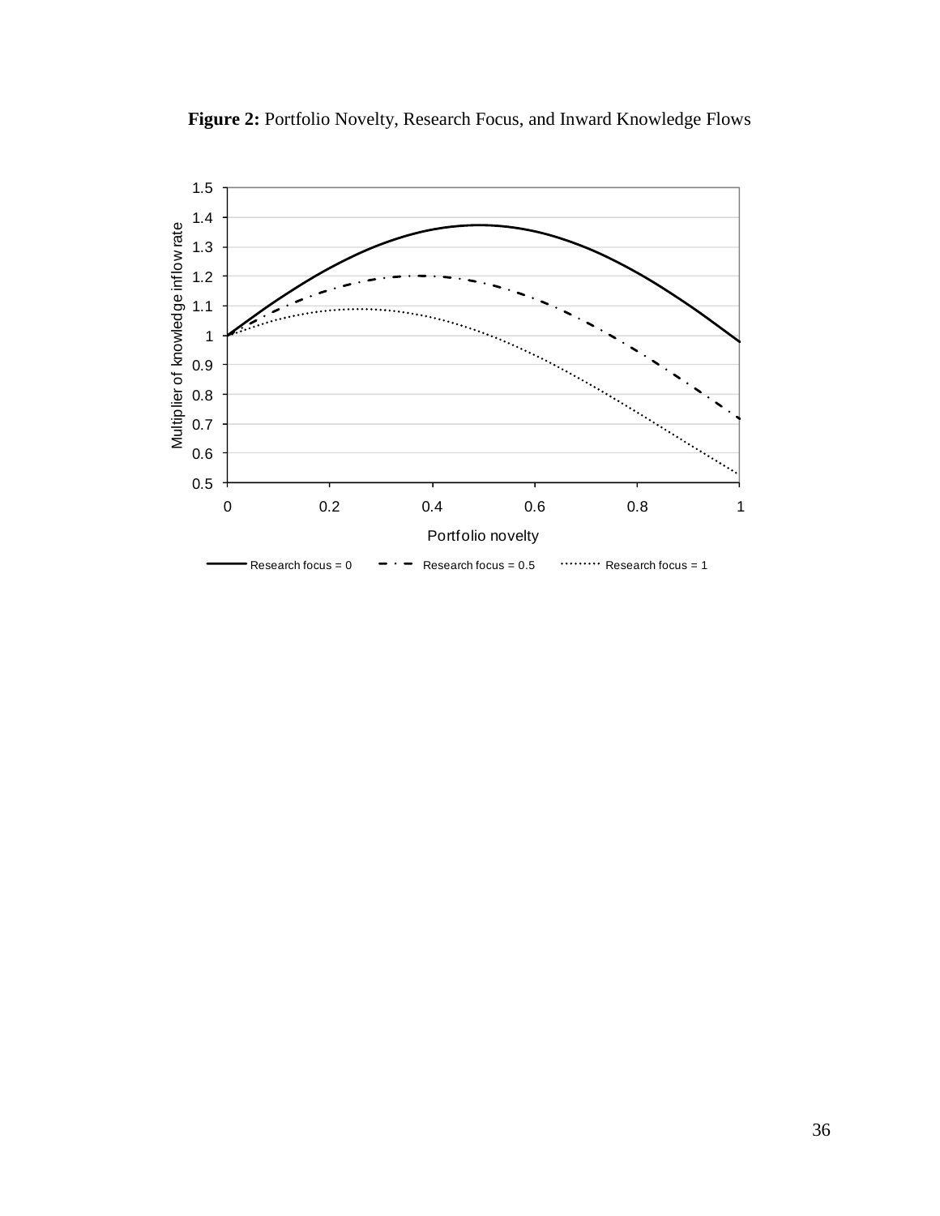**Figure 2:** Portfolio Novelty, Research Focus, and Inward Knowledge Flows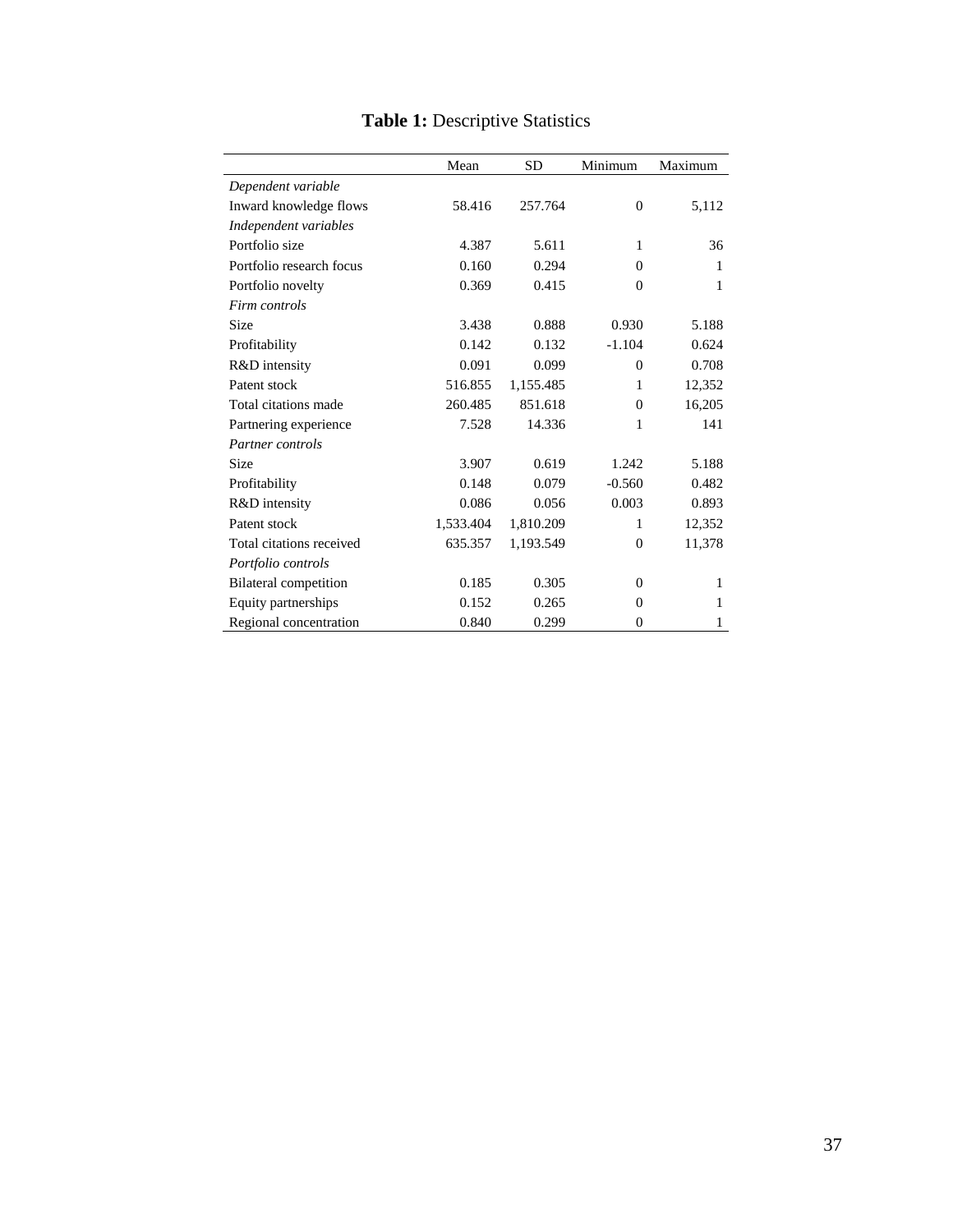**Table 1:** Descriptive Statistics

| | Mean | SD | Minimum | Maximum |
|---|---|---|---|---|
| *Dependent variable* | | | | |
| Inward knowledge flows | 58.416 | 257.764 | 0 | 5,112 |
| *Independent variables* | | | | |
| Portfolio size | 4.387 | 5.611 | 1 | 36 |
| Portfolio research focus | 0.160 | 0.294 | 0 | 1 |
| Portfolio novelty | 0.369 | 0.415 | 0 | 1 |
| *Firm controls* | | | | |
| Size | 3.438 | 0.888 | 0.930 | 5.188 |
| Profitability | 0.142 | 0.132 | -1.104 | 0.624 |
| R&D intensity | 0.091 | 0.099 | 0 | 0.708 |
| Patent stock | 516.855 | 1,155.485 | 1 | 12,352 |
| Total citations made | 260.485 | 851.618 | 0 | 16,205 |
| Partnering experience | 7.528 | 14.336 | 1 | 141 |
| *Partner controls* | | | | |
| Size | 3.907 | 0.619 | 1.242 | 5.188 |
| Profitability | 0.148 | 0.079 | -0.560 | 0.482 |
| R&D intensity | 0.086 | 0.056 | 0.003 | 0.893 |
| Patent stock | 1,533.404 | 1,810.209 | 1 | 12,352 |
| Total citations received | 635.357 | 1,193.549 | 0 | 11,378 |
| *Portfolio controls* | | | | |
| Bilateral competition | 0.185 | 0.305 | 0 | 1 |
| Equity partnerships | 0.152 | 0.265 | 0 | 1 |
| Regional concentration | 0.840 | 0.299 | 0 | 1 |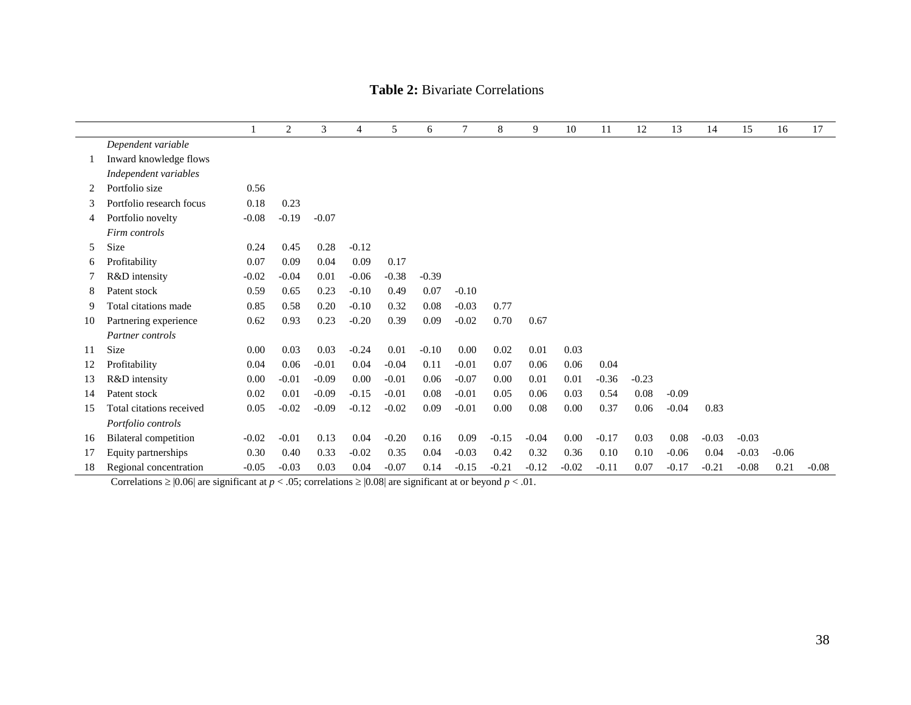**Table 2:** Bivariate Correlations

| | | 1 | 2 | 3 | 4 | 5 | 6 | 7 | 8 | 9 | 10 | 11 | 12 | 13 | 14 | 15 | 16 | 17 |
|---|---|---|---|---|---|---|---|---|---|---|---|---|---|---|---|---|---|---|
| | *Dependent variable* | | | | | | | | | | | | | | | | | |
| 1 | Inward knowledge flows | | | | | | | | | | | | | | | | | |
| | *Independent variables* | | | | | | | | | | | | | | | | | |
| 2 | Portfolio size | 0.56 | | | | | | | | | | | | | | | | |
| 3 | Portfolio research focus | 0.18 | 0.23 | | | | | | | | | | | | | | | |
| 4 | Portfolio novelty | -0.08 | -0.19 | -0.07 | | | | | | | | | | | | | | |
| | *Firm controls* | | | | | | | | | | | | | | | | | |
| 5 | Size | 0.24 | 0.45 | 0.28 | -0.12 | | | | | | | | | | | | | |
| 6 | Profitability | 0.07 | 0.09 | 0.04 | 0.09 | 0.17 | | | | | | | | | | | | |
| 7 | R&D intensity | -0.02 | -0.04 | 0.01 | -0.06 | -0.38 | -0.39 | | | | | | | | | | | |
| 8 | Patent stock | 0.59 | 0.65 | 0.23 | -0.10 | 0.49 | 0.07 | -0.10 | | | | | | | | | | |
| 9 | Total citations made | 0.85 | 0.58 | 0.20 | -0.10 | 0.32 | 0.08 | -0.03 | 0.77 | | | | | | | | | |
| 10 | Partnering experience | 0.62 | 0.93 | 0.23 | -0.20 | 0.39 | 0.09 | -0.02 | 0.70 | 0.67 | | | | | | | | |
| | *Partner controls* | | | | | | | | | | | | | | | | | |
| 11 | Size | 0.00 | 0.03 | 0.03 | -0.24 | 0.01 | -0.10 | 0.00 | 0.02 | 0.01 | 0.03 | | | | | | | |
| 12 | Profitability | 0.04 | 0.06 | -0.01 | 0.04 | -0.04 | 0.11 | -0.01 | 0.07 | 0.06 | 0.06 | 0.04 | | | | | | |
| 13 | R&D intensity | 0.00 | -0.01 | -0.09 | 0.00 | -0.01 | 0.06 | -0.07 | 0.00 | 0.01 | 0.01 | -0.36 | -0.23 | | | | | |
| 14 | Patent stock | 0.02 | 0.01 | -0.09 | -0.15 | -0.01 | 0.08 | -0.01 | 0.05 | 0.06 | 0.03 | 0.54 | 0.08 | -0.09 | | | | |
| 15 | Total citations received | 0.05 | -0.02 | -0.09 | -0.12 | -0.02 | 0.09 | -0.01 | 0.00 | 0.08 | 0.00 | 0.37 | 0.06 | -0.04 | 0.83 | | | |
| | *Portfolio controls* | | | | | | | | | | | | | | | | | |
| 16 | Bilateral competition | -0.02 | -0.01 | 0.13 | 0.04 | -0.20 | 0.16 | 0.09 | -0.15 | -0.04 | 0.00 | -0.17 | 0.03 | 0.08 | -0.03 | -0.03 | | |
| 17 | Equity partnerships | 0.30 | 0.40 | 0.33 | -0.02 | 0.35 | 0.04 | -0.03 | 0.42 | 0.32 | 0.36 | 0.10 | 0.10 | -0.06 | 0.04 | -0.03 | -0.06 | |
| 18 | Regional concentration | -0.05 | -0.03 | 0.03 | 0.04 | -0.07 | 0.14 | -0.15 | -0.21 | -0.12 | -0.02 | -0.11 | 0.07 | -0.17 | -0.21 | -0.08 | 0.21 | -0.08 |

Correlations ≥ |0.06| are significant at $p < .05$; correlations ≥ |0.08| are significant at or beyond $p < .01$.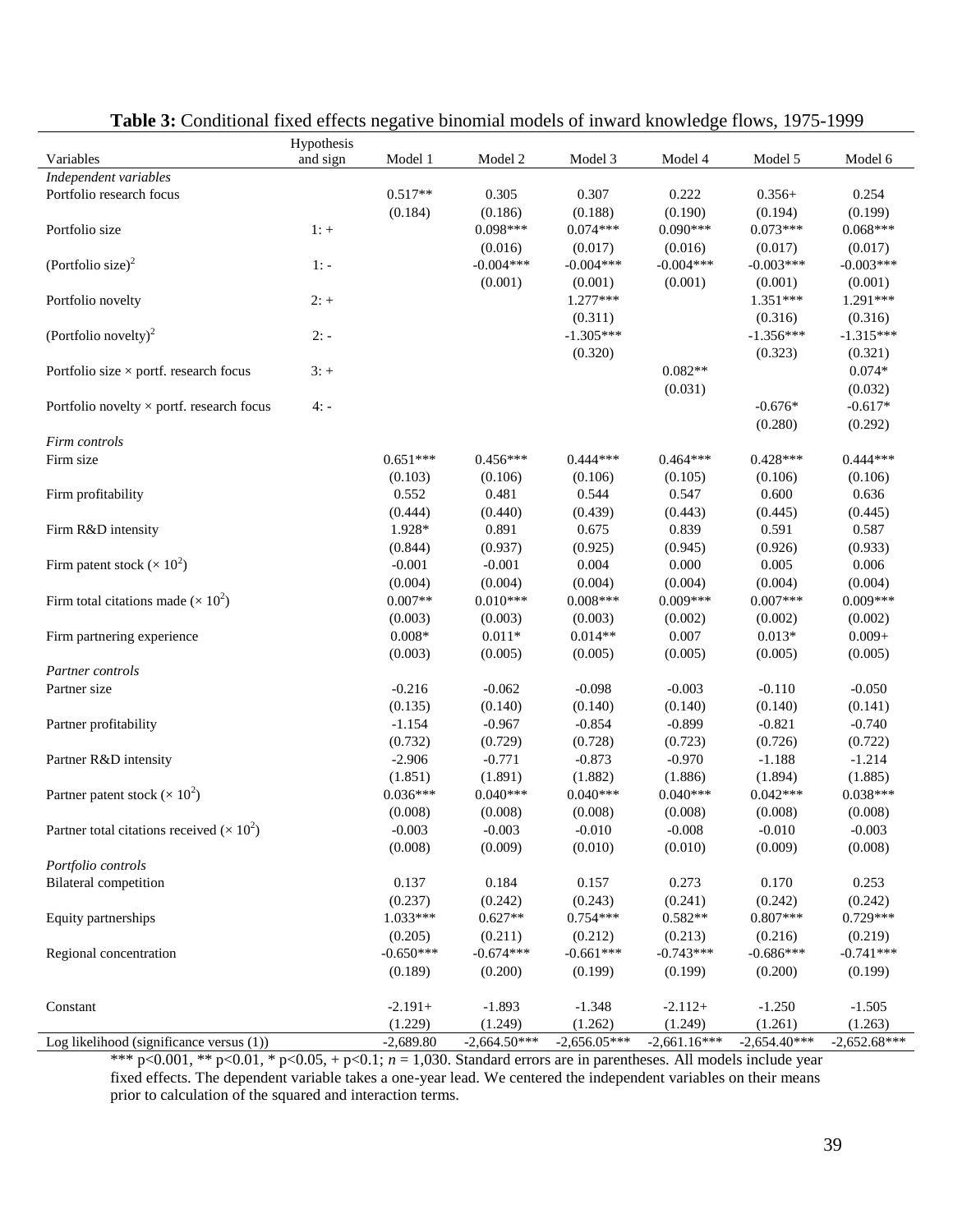**Table 3:** Conditional fixed effects negative binomial models of inward knowledge flows, 1975-1999

| Variables | Hypothesis and sign | Model 1 | Model 2 | Model 3 | Model 4 | Model 5 | Model 6 |
|---|---|---|---|---|---|---|---|
| *Independent variables* | | | | | | | |
| Portfolio research focus | | 0.517** | 0.305 | 0.307 | 0.222 | 0.356+ | 0.254 |
| | | (0.184) | (0.186) | (0.188) | (0.190) | (0.194) | (0.199) |
| Portfolio size | 1: + | | 0.098*** | 0.074*** | 0.090*** | 0.073*** | 0.068*** |
| | | | (0.016) | (0.017) | (0.016) | (0.017) | (0.017) |
| (Portfolio size)$^2$ | 1: - | | -0.004*** | -0.004*** | -0.004*** | -0.003*** | -0.003*** |
| | | | (0.001) | (0.001) | (0.001) | (0.001) | (0.001) |
| Portfolio novelty | 2: + | | | 1.277*** | | 1.351*** | 1.291*** |
| | | | | (0.311) | | (0.316) | (0.316) |
| (Portfolio novelty)$^2$ | 2: - | | | -1.305*** | | -1.356*** | -1.315*** |
| | | | | (0.320) | | (0.323) | (0.321) |
| Portfolio size × portf. research focus | 3: + | | | | 0.082** | | 0.074* |
| | | | | | (0.031) | | (0.032) |
| Portfolio novelty × portf. research focus | 4: - | | | | | -0.676* | -0.617* |
| | | | | | | (0.280) | (0.292) |
| *Firm controls* | | | | | | | |
| Firm size | | 0.651*** | 0.456*** | 0.444*** | 0.464*** | 0.428*** | 0.444*** |
| | | (0.103) | (0.106) | (0.106) | (0.105) | (0.106) | (0.106) |
| Firm profitability | | 0.552 | 0.481 | 0.544 | 0.547 | 0.600 | 0.636 |
| | | (0.444) | (0.440) | (0.439) | (0.443) | (0.445) | (0.445) |
| Firm R&D intensity | | 1.928* | 0.891 | 0.675 | 0.839 | 0.591 | 0.587 |
| | | (0.844) | (0.937) | (0.925) | (0.945) | (0.926) | (0.933) |
| Firm patent stock ($\times 10^2$) | | -0.001 | -0.001 | 0.004 | 0.000 | 0.005 | 0.006 |
| | | (0.004) | (0.004) | (0.004) | (0.004) | (0.004) | (0.004) |
| Firm total citations made ($\times 10^2$) | | 0.007** | 0.010*** | 0.008*** | 0.009*** | 0.007*** | 0.009*** |
| | | (0.003) | (0.003) | (0.003) | (0.002) | (0.002) | (0.002) |
| Firm partnering experience | | 0.008* | 0.011* | 0.014** | 0.007 | 0.013* | 0.009+ |
| | | (0.003) | (0.005) | (0.005) | (0.005) | (0.005) | (0.005) |
| *Partner controls* | | | | | | | |
| Partner size | | -0.216 | -0.062 | -0.098 | -0.003 | -0.110 | -0.050 |
| | | (0.135) | (0.140) | (0.140) | (0.140) | (0.140) | (0.141) |
| Partner profitability | | -1.154 | -0.967 | -0.854 | -0.899 | -0.821 | -0.740 |
| | | (0.732) | (0.729) | (0.728) | (0.723) | (0.726) | (0.722) |
| Partner R&D intensity | | -2.906 | -0.771 | -0.873 | -0.970 | -1.188 | -1.214 |
| | | (1.851) | (1.891) | (1.882) | (1.886) | (1.894) | (1.885) |
| Partner patent stock ($\times 10^2$) | | 0.036*** | 0.040*** | 0.040*** | 0.040*** | 0.042*** | 0.038*** |
| | | (0.008) | (0.008) | (0.008) | (0.008) | (0.008) | (0.008) |
| Partner total citations received ($\times 10^2$) | | -0.003 | -0.003 | -0.010 | -0.008 | -0.010 | -0.003 |
| | | (0.008) | (0.009) | (0.010) | (0.010) | (0.009) | (0.008) |
| *Portfolio controls* | | | | | | | |
| Bilateral competition | | 0.137 | 0.184 | 0.157 | 0.273 | 0.170 | 0.253 |
| | | (0.237) | (0.242) | (0.243) | (0.241) | (0.242) | (0.242) |
| Equity partnerships | | 1.033*** | 0.627** | 0.754*** | 0.582** | 0.807*** | 0.729*** |
| | | (0.205) | (0.211) | (0.212) | (0.213) | (0.216) | (0.219) |
| Regional concentration | | -0.650*** | -0.674*** | -0.661*** | -0.743*** | -0.686*** | -0.741*** |
| | | (0.189) | (0.200) | (0.199) | (0.199) | (0.200) | (0.199) |
| Constant | | -2.191+ | -1.893 | -1.348 | -2.112+ | -1.250 | -1.505 |
| | | (1.229) | (1.249) | (1.262) | (1.249) | (1.261) | (1.263) |
| Log likelihood (significance versus (1)) | | -2,689.80 | -2,664.50*** | -2,656.05*** | -2,661.16*** | -2,654.40*** | -2,652.68*** |

*** p<0.001, ** p<0.01, * p<0.05, + p<0.1; *n* = 1,030. Standard errors are in parentheses. All models include year fixed effects. The dependent variable takes a one-year lead. We centered the independent variables on their means prior to calculation of the squared and interaction terms.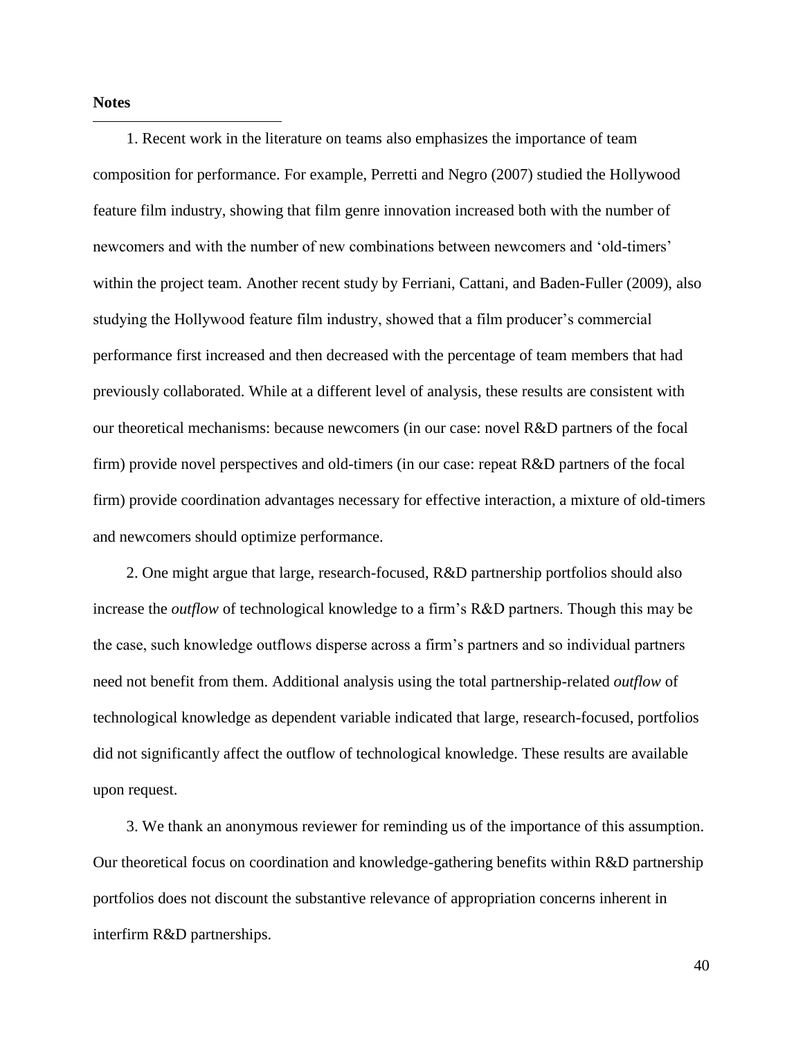**Notes**

1. Recent work in the literature on teams also emphasizes the importance of team composition for performance. For example, Perretti and Negro (2007) studied the Hollywood feature film industry, showing that film genre innovation increased both with the number of newcomers and with the number of new combinations between newcomers and 'old-timers' within the project team. Another recent study by Ferriani, Cattani, and Baden-Fuller (2009), also studying the Hollywood feature film industry, showed that a film producer's commercial performance first increased and then decreased with the percentage of team members that had previously collaborated. While at a different level of analysis, these results are consistent with our theoretical mechanisms: because newcomers (in our case: novel R&D partners of the focal firm) provide novel perspectives and old-timers (in our case: repeat R&D partners of the focal firm) provide coordination advantages necessary for effective interaction, a mixture of old-timers and newcomers should optimize performance.

2. One might argue that large, research-focused, R&D partnership portfolios should also increase the *outflow* of technological knowledge to a firm's R&D partners. Though this may be the case, such knowledge outflows disperse across a firm's partners and so individual partners need not benefit from them. Additional analysis using the total partnership-related *outflow* of technological knowledge as dependent variable indicated that large, research-focused, portfolios did not significantly affect the outflow of technological knowledge. These results are available upon request.

3. We thank an anonymous reviewer for reminding us of the importance of this assumption. Our theoretical focus on coordination and knowledge-gathering benefits within R&D partnership portfolios does not discount the substantive relevance of appropriation concerns inherent in interfirm R&D partnerships.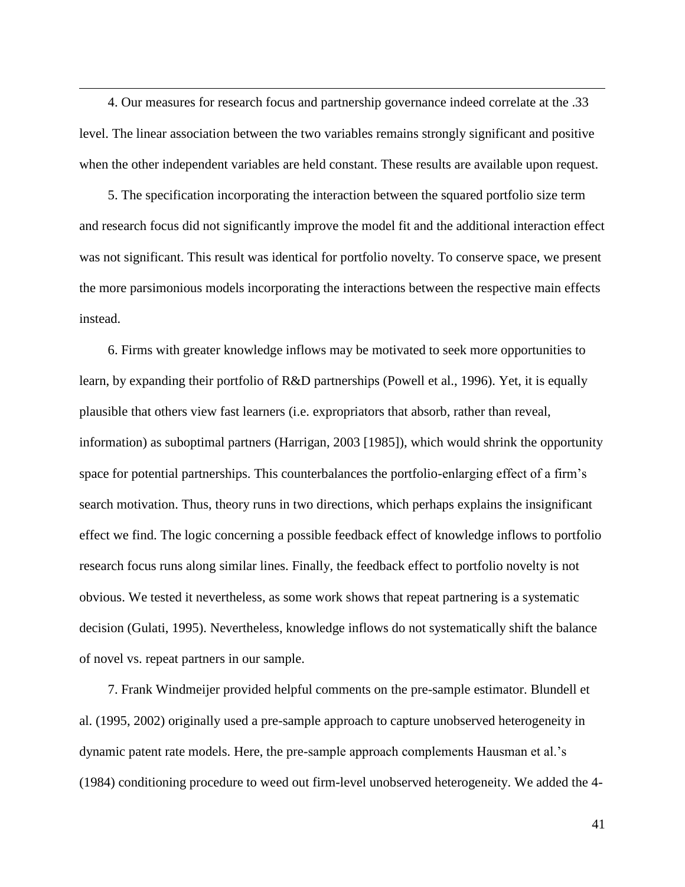4. Our measures for research focus and partnership governance indeed correlate at the .33 level. The linear association between the two variables remains strongly significant and positive when the other independent variables are held constant. These results are available upon request.

5. The specification incorporating the interaction between the squared portfolio size term and research focus did not significantly improve the model fit and the additional interaction effect was not significant. This result was identical for portfolio novelty. To conserve space, we present the more parsimonious models incorporating the interactions between the respective main effects instead.

6. Firms with greater knowledge inflows may be motivated to seek more opportunities to learn, by expanding their portfolio of R&D partnerships (Powell et al., 1996). Yet, it is equally plausible that others view fast learners (i.e. expropriators that absorb, rather than reveal, information) as suboptimal partners (Harrigan, 2003 [1985]), which would shrink the opportunity space for potential partnerships. This counterbalances the portfolio-enlarging effect of a firm's search motivation. Thus, theory runs in two directions, which perhaps explains the insignificant effect we find. The logic concerning a possible feedback effect of knowledge inflows to portfolio research focus runs along similar lines. Finally, the feedback effect to portfolio novelty is not obvious. We tested it nevertheless, as some work shows that repeat partnering is a systematic decision (Gulati, 1995). Nevertheless, knowledge inflows do not systematically shift the balance of novel vs. repeat partners in our sample.

7. Frank Windmeijer provided helpful comments on the pre-sample estimator. Blundell et al. (1995, 2002) originally used a pre-sample approach to capture unobserved heterogeneity in dynamic patent rate models. Here, the pre-sample approach complements Hausman et al.'s (1984) conditioning procedure to weed out firm-level unobserved heterogeneity. We added the 4-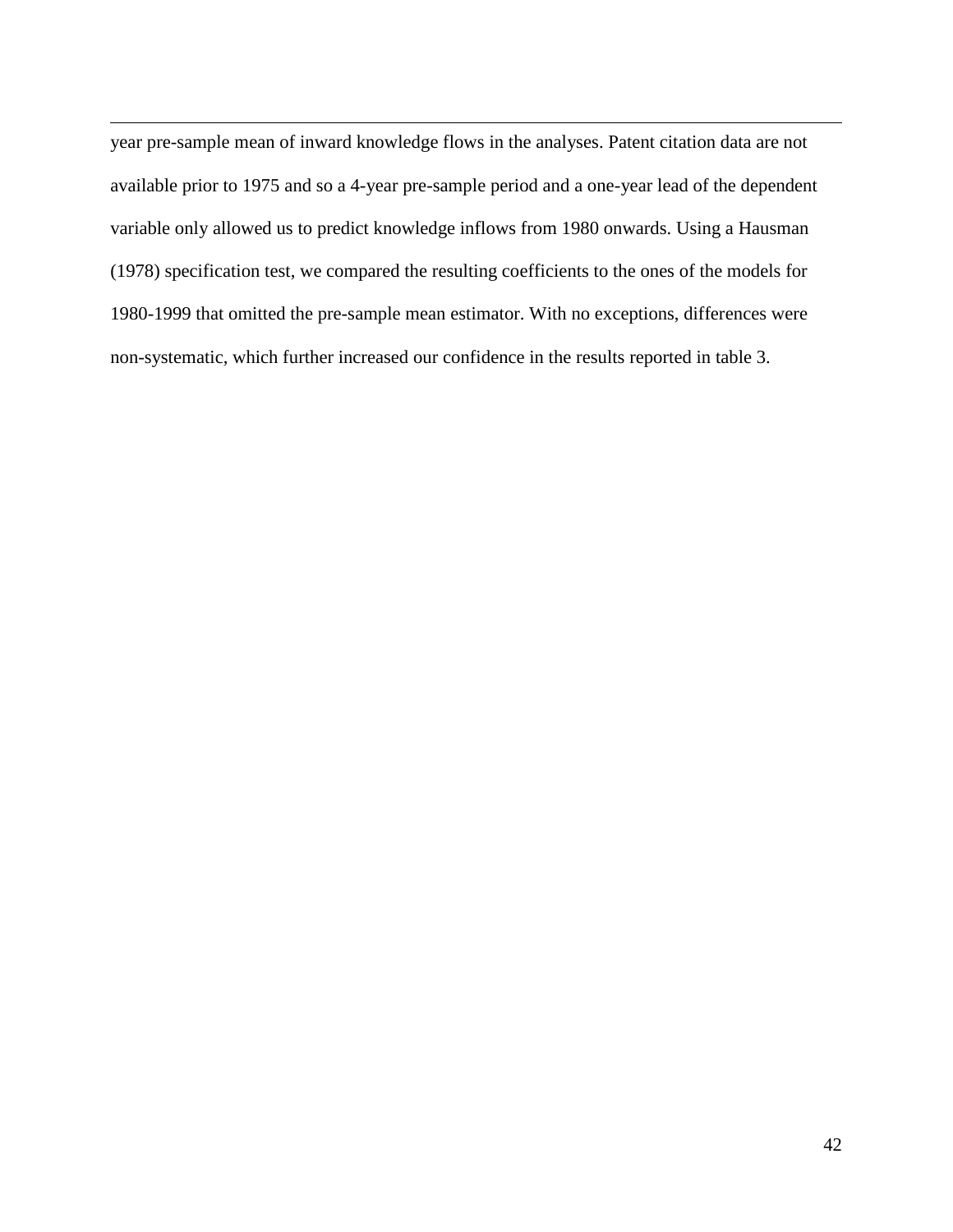year pre-sample mean of inward knowledge flows in the analyses. Patent citation data are not available prior to 1975 and so a 4-year pre-sample period and a one-year lead of the dependent variable only allowed us to predict knowledge inflows from 1980 onwards. Using a Hausman (1978) specification test, we compared the resulting coefficients to the ones of the models for 1980-1999 that omitted the pre-sample mean estimator. With no exceptions, differences were non-systematic, which further increased our confidence in the results reported in table 3.